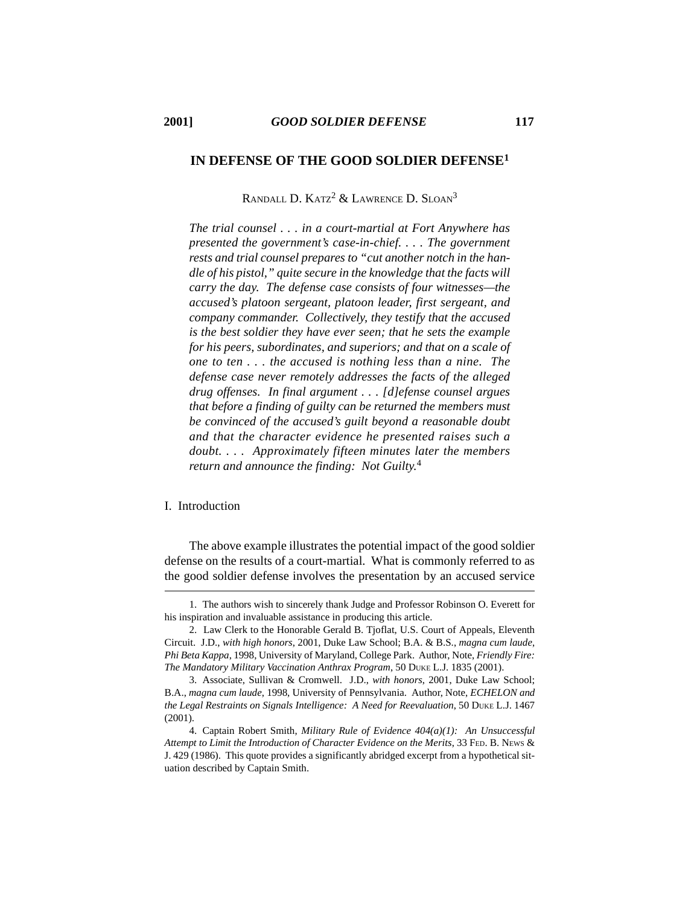# IN DEFENSE OF THE GOOD SOLDIER DEFENSE[1]

RANDALL D. KATZ[2] & LAWRENCE D. SLOAN[3]

> *The trial counsel . . . in a court-martial at Fort Anywhere has presented the government's case-in-chief. . . . The government rests and trial counsel prepares to "cut another notch in the handle of his pistol," quite secure in the knowledge that the facts will carry the day. The defense case consists of four witnesses—the accused's platoon sergeant, platoon leader, first sergeant, and company commander. Collectively, they testify that the accused is the best soldier they have ever seen; that he sets the example for his peers, subordinates, and superiors; and that on a scale of one to ten . . . the accused is nothing less than a nine. The defense case never remotely addresses the facts of the alleged drug offenses. In final argument . . . [d]efense counsel argues that before a finding of guilty can be returned the members must be convinced of the accused's guilt beyond a reasonable doubt and that the character evidence he presented raises such a doubt. . . . Approximately fifteen minutes later the members return and announce the finding: Not Guilty.*[4]

## I. Introduction

The above example illustrates the potential impact of the good soldier defense on the results of a court-martial. What is commonly referred to as the good soldier defense involves the presentation by an accused service

---

1. The authors wish to sincerely thank Judge and Professor Robinson O. Everett for his inspiration and invaluable assistance in producing this article.

2. Law Clerk to the Honorable Gerald B. Tjoflat, U.S. Court of Appeals, Eleventh Circuit. J.D., *with high honors*, 2001, Duke Law School; B.A. & B.S., *magna cum laude*, *Phi Beta Kappa*, 1998, University of Maryland, College Park. Author, Note, *Friendly Fire: The Mandatory Military Vaccination Anthrax Program*, 50 DUKE L.J. 1835 (2001).

3. Associate, Sullivan & Cromwell. J.D., *with honors*, 2001, Duke Law School; B.A., *magna cum laude*, 1998, University of Pennsylvania. Author, Note, *ECHELON and the Legal Restraints on Signals Intelligence: A Need for Reevaluation*, 50 DUKE L.J. 1467 (2001).

4. Captain Robert Smith, *Military Rule of Evidence 404(a)(1): An Unsuccessful Attempt to Limit the Introduction of Character Evidence on the Merits*, 33 FED. B. NEWS & J. 429 (1986). This quote provides a significantly abridged excerpt from a hypothetical situation described by Captain Smith.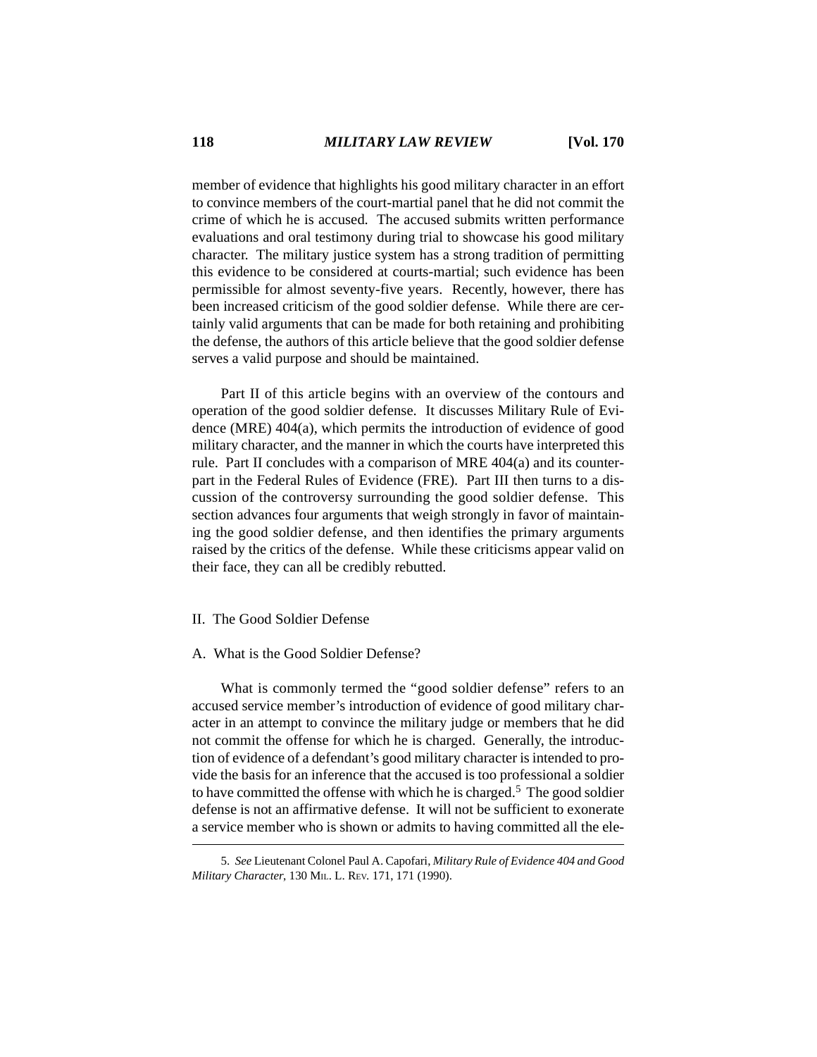member of evidence that highlights his good military character in an effort to convince members of the court-martial panel that he did not commit the crime of which he is accused. The accused submits written performance evaluations and oral testimony during trial to showcase his good military character. The military justice system has a strong tradition of permitting this evidence to be considered at courts-martial; such evidence has been permissible for almost seventy-five years. Recently, however, there has been increased criticism of the good soldier defense. While there are certainly valid arguments that can be made for both retaining and prohibiting the defense, the authors of this article believe that the good soldier defense serves a valid purpose and should be maintained.

Part II of this article begins with an overview of the contours and operation of the good soldier defense. It discusses Military Rule of Evidence (MRE) 404(a), which permits the introduction of evidence of good military character, and the manner in which the courts have interpreted this rule. Part II concludes with a comparison of MRE 404(a) and its counterpart in the Federal Rules of Evidence (FRE). Part III then turns to a discussion of the controversy surrounding the good soldier defense. This section advances four arguments that weigh strongly in favor of maintaining the good soldier defense, and then identifies the primary arguments raised by the critics of the defense. While these criticisms appear valid on their face, they can all be credibly rebutted.

## II. The Good Soldier Defense

### A. What is the Good Soldier Defense?

What is commonly termed the "good soldier defense" refers to an accused service member's introduction of evidence of good military character in an attempt to convince the military judge or members that he did not commit the offense for which he is charged. Generally, the introduction of evidence of a defendant's good military character is intended to provide the basis for an inference that the accused is too professional a soldier to have committed the offense with which he is charged.[5] The good soldier defense is not an affirmative defense. It will not be sufficient to exonerate a service member who is shown or admits to having committed all the ele-

---

5. *See* Lieutenant Colonel Paul A. Capofari, *Military Rule of Evidence 404 and Good Military Character*, 130 MIL. L. REV. 171, 171 (1990).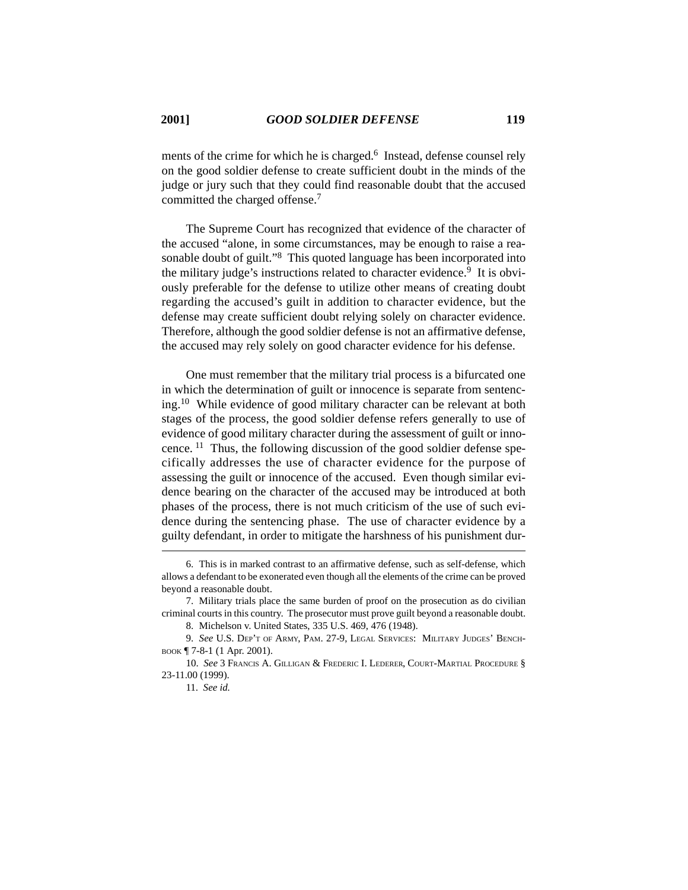ments of the crime for which he is charged.[6] Instead, defense counsel rely on the good soldier defense to create sufficient doubt in the minds of the judge or jury such that they could find reasonable doubt that the accused committed the charged offense.[7]

The Supreme Court has recognized that evidence of the character of the accused "alone, in some circumstances, may be enough to raise a reasonable doubt of guilt."[8] This quoted language has been incorporated into the military judge's instructions related to character evidence.[9] It is obviously preferable for the defense to utilize other means of creating doubt regarding the accused's guilt in addition to character evidence, but the defense may create sufficient doubt relying solely on character evidence. Therefore, although the good soldier defense is not an affirmative defense, the accused may rely solely on good character evidence for his defense.

One must remember that the military trial process is a bifurcated one in which the determination of guilt or innocence is separate from sentencing.[10] While evidence of good military character can be relevant at both stages of the process, the good soldier defense refers generally to use of evidence of good military character during the assessment of guilt or innocence.[11] Thus, the following discussion of the good soldier defense specifically addresses the use of character evidence for the purpose of assessing the guilt or innocence of the accused. Even though similar evidence bearing on the character of the accused may be introduced at both phases of the process, there is not much criticism of the use of such evidence during the sentencing phase. The use of character evidence by a guilty defendant, in order to mitigate the harshness of his punishment dur-

---

6. This is in marked contrast to an affirmative defense, such as self-defense, which allows a defendant to be exonerated even though all the elements of the crime can be proved beyond a reasonable doubt.

7. Military trials place the same burden of proof on the prosecution as do civilian criminal courts in this country. The prosecutor must prove guilt beyond a reasonable doubt.

8. Michelson v. United States, 335 U.S. 469, 476 (1948).

9. *See* U.S. Dep't of Army, Pam. 27-9, Legal Services: Military Judges' Benchbook ¶ 7-8-1 (1 Apr. 2001).

10. *See* 3 Francis A. Gilligan & Frederic I. Lederer, Court-Martial Procedure § 23-11.00 (1999).

11. *See id.*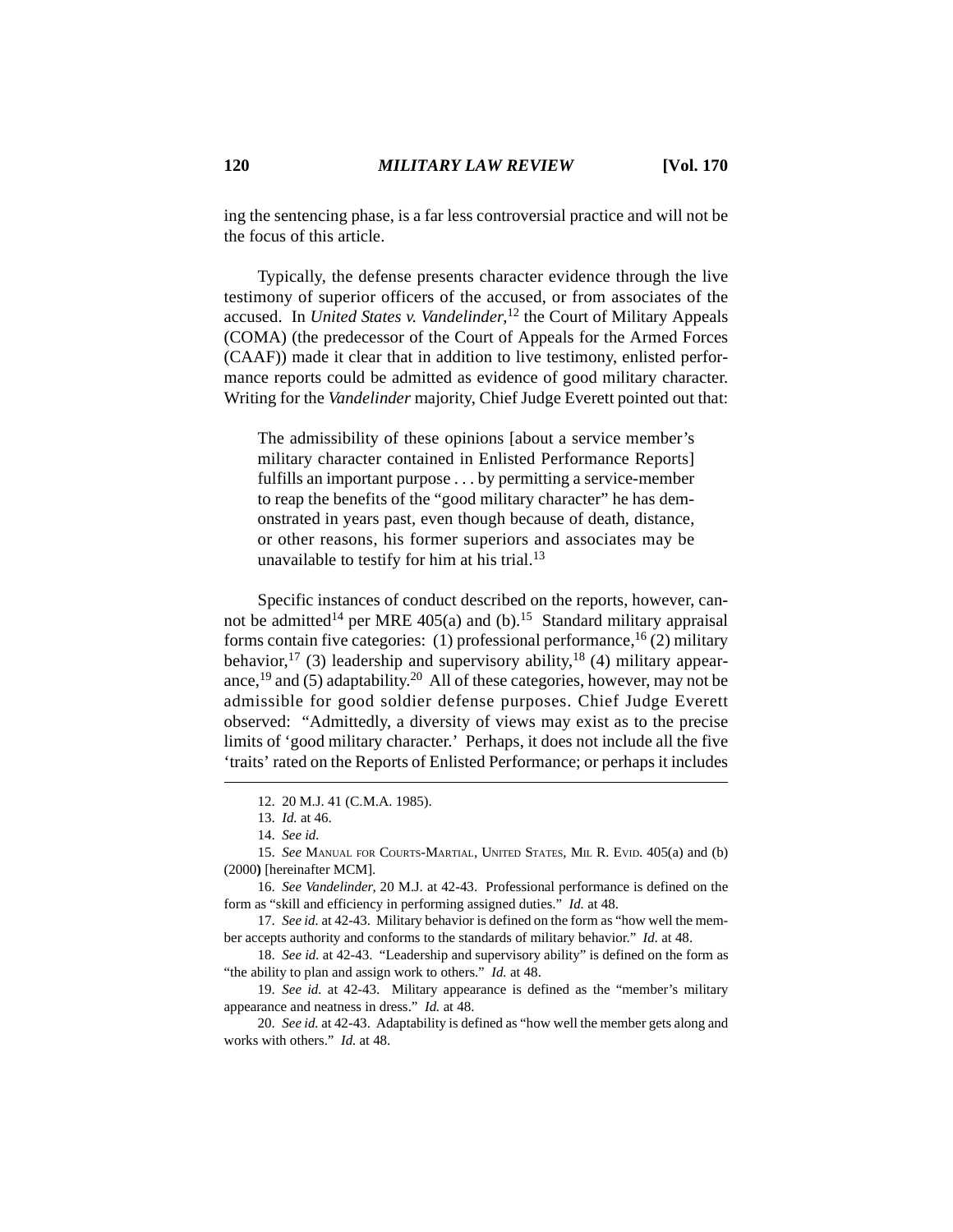ing the sentencing phase, is a far less controversial practice and will not be the focus of this article.

Typically, the defense presents character evidence through the live testimony of superior officers of the accused, or from associates of the accused. In *United States v. Vandelinder*,[12] the Court of Military Appeals (COMA) (the predecessor of the Court of Appeals for the Armed Forces (CAAF)) made it clear that in addition to live testimony, enlisted performance reports could be admitted as evidence of good military character. Writing for the *Vandelinder* majority, Chief Judge Everett pointed out that:

> The admissibility of these opinions [about a service member's military character contained in Enlisted Performance Reports] fulfills an important purpose . . . by permitting a service-member to reap the benefits of the "good military character" he has demonstrated in years past, even though because of death, distance, or other reasons, his former superiors and associates may be unavailable to testify for him at his trial.[13]

Specific instances of conduct described on the reports, however, cannot be admitted[14] per MRE 405(a) and (b).[15] Standard military appraisal forms contain five categories: (1) professional performance,[16] (2) military behavior,[17] (3) leadership and supervisory ability,[18] (4) military appearance,[19] and (5) adaptability.[20] All of these categories, however, may not be admissible for good soldier defense purposes. Chief Judge Everett observed: "Admittedly, a diversity of views may exist as to the precise limits of 'good military character.' Perhaps, it does not include all the five 'traits' rated on the Reports of Enlisted Performance; or perhaps it includes

---

12. 20 M.J. 41 (C.M.A. 1985).

13. *Id.* at 46.

14. *See id.*

15. *See* MANUAL FOR COURTS-MARTIAL, UNITED STATES, MIL R. EVID. 405(a) and (b) (2000) [hereinafter MCM].

16. *See Vandelinder*, 20 M.J. at 42-43. Professional performance is defined on the form as "skill and efficiency in performing assigned duties." *Id.* at 48.

17. *See id.* at 42-43. Military behavior is defined on the form as "how well the member accepts authority and conforms to the standards of military behavior." *Id.* at 48.

18. *See id.* at 42-43. "Leadership and supervisory ability" is defined on the form as "the ability to plan and assign work to others." *Id.* at 48.

19. *See id.* at 42-43. Military appearance is defined as the "member's military appearance and neatness in dress." *Id.* at 48.

20. *See id.* at 42-43. Adaptability is defined as "how well the member gets along and works with others." *Id.* at 48.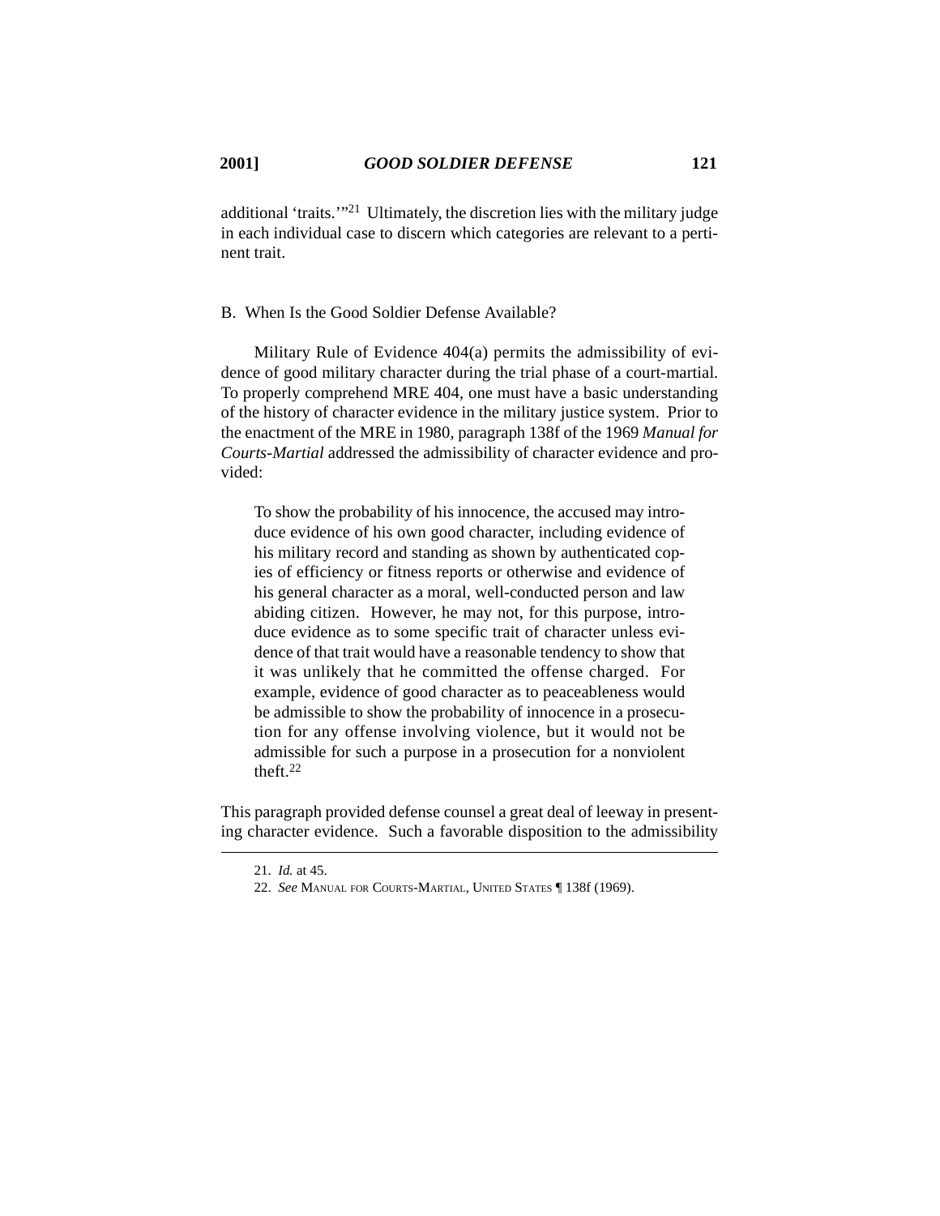additional 'traits.'"[21] Ultimately, the discretion lies with the military judge in each individual case to discern which categories are relevant to a pertinent trait.

### B. When Is the Good Soldier Defense Available?

Military Rule of Evidence 404(a) permits the admissibility of evidence of good military character during the trial phase of a court-martial. To properly comprehend MRE 404, one must have a basic understanding of the history of character evidence in the military justice system. Prior to the enactment of the MRE in 1980, paragraph 138f of the 1969 *Manual for Courts-Martial* addressed the admissibility of character evidence and provided:

> To show the probability of his innocence, the accused may introduce evidence of his own good character, including evidence of his military record and standing as shown by authenticated copies of efficiency or fitness reports or otherwise and evidence of his general character as a moral, well-conducted person and law abiding citizen. However, he may not, for this purpose, introduce evidence as to some specific trait of character unless evidence of that trait would have a reasonable tendency to show that it was unlikely that he committed the offense charged. For example, evidence of good character as to peaceableness would be admissible to show the probability of innocence in a prosecution for any offense involving violence, but it would not be admissible for such a purpose in a prosecution for a nonviolent theft.[22]

This paragraph provided defense counsel a great deal of leeway in presenting character evidence. Such a favorable disposition to the admissibility

---

21. *Id.* at 45.

22. *See* MANUAL FOR COURTS-MARTIAL, UNITED STATES ¶ 138f (1969).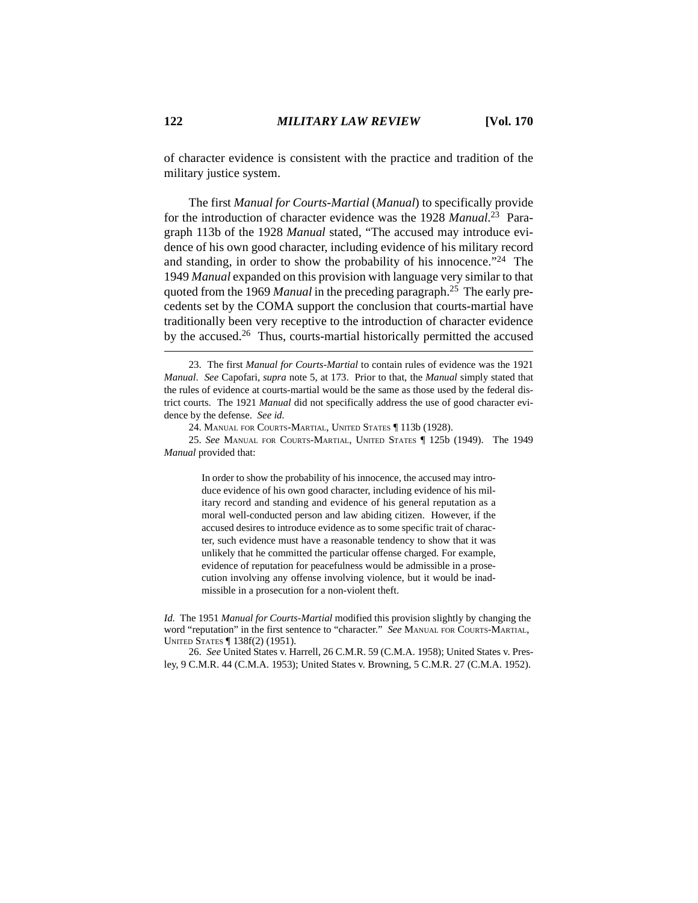of character evidence is consistent with the practice and tradition of the military justice system.

The first *Manual for Courts-Martial* (*Manual*) to specifically provide for the introduction of character evidence was the 1928 *Manual*.[23] Paragraph 113b of the 1928 *Manual* stated, "The accused may introduce evidence of his own good character, including evidence of his military record and standing, in order to show the probability of his innocence."[24] The 1949 *Manual* expanded on this provision with language very similar to that quoted from the 1969 *Manual* in the preceding paragraph.[25] The early precedents set by the COMA support the conclusion that courts-martial have traditionally been very receptive to the introduction of character evidence by the accused.[26] Thus, courts-martial historically permitted the accused

---

23. The first *Manual for Courts-Martial* to contain rules of evidence was the 1921 *Manual*. *See* Capofari, *supra* note 5, at 173. Prior to that, the *Manual* simply stated that the rules of evidence at courts-martial would be the same as those used by the federal district courts. The 1921 *Manual* did not specifically address the use of good character evidence by the defense. *See id.*

24. MANUAL FOR COURTS-MARTIAL, UNITED STATES ¶ 113b (1928).

25. *See* MANUAL FOR COURTS-MARTIAL, UNITED STATES ¶ 125b (1949). The 1949 *Manual* provided that:

> In order to show the probability of his innocence, the accused may introduce evidence of his own good character, including evidence of his military record and standing and evidence of his general reputation as a moral well-conducted person and law abiding citizen. However, if the accused desires to introduce evidence as to some specific trait of character, such evidence must have a reasonable tendency to show that it was unlikely that he committed the particular offense charged. For example, evidence of reputation for peacefulness would be admissible in a prosecution involving any offense involving violence, but it would be inadmissible in a prosecution for a non-violent theft.

*Id.* The 1951 *Manual for Courts-Martial* modified this provision slightly by changing the word "reputation" in the first sentence to "character." *See* MANUAL FOR COURTS-MARTIAL, UNITED STATES ¶ 138f(2) (1951).

26. *See* United States v. Harrell, 26 C.M.R. 59 (C.M.A. 1958); United States v. Presley, 9 C.M.R. 44 (C.M.A. 1953); United States v. Browning, 5 C.M.R. 27 (C.M.A. 1952).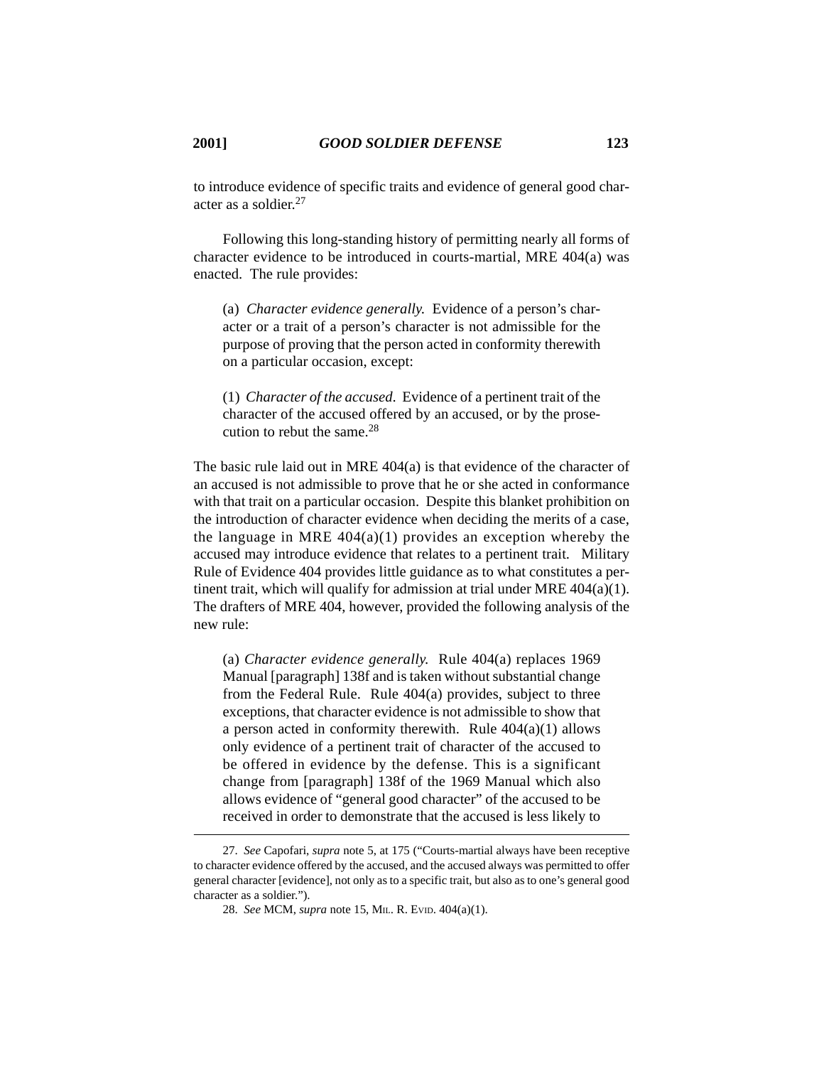to introduce evidence of specific traits and evidence of general good character as a soldier.[27]

Following this long-standing history of permitting nearly all forms of character evidence to be introduced in courts-martial, MRE 404(a) was enacted. The rule provides:

> (a) *Character evidence generally.* Evidence of a person's character or a trait of a person's character is not admissible for the purpose of proving that the person acted in conformity therewith on a particular occasion, except:
>
> (1) *Character of the accused*. Evidence of a pertinent trait of the character of the accused offered by an accused, or by the prosecution to rebut the same.[28]

The basic rule laid out in MRE 404(a) is that evidence of the character of an accused is not admissible to prove that he or she acted in conformance with that trait on a particular occasion. Despite this blanket prohibition on the introduction of character evidence when deciding the merits of a case, the language in MRE 404(a)(1) provides an exception whereby the accused may introduce evidence that relates to a pertinent trait. Military Rule of Evidence 404 provides little guidance as to what constitutes a pertinent trait, which will qualify for admission at trial under MRE 404(a)(1). The drafters of MRE 404, however, provided the following analysis of the new rule:

> (a) *Character evidence generally.* Rule 404(a) replaces 1969 Manual [paragraph] 138f and is taken without substantial change from the Federal Rule. Rule 404(a) provides, subject to three exceptions, that character evidence is not admissible to show that a person acted in conformity therewith. Rule 404(a)(1) allows only evidence of a pertinent trait of character of the accused to be offered in evidence by the defense. This is a significant change from [paragraph] 138f of the 1969 Manual which also allows evidence of "general good character" of the accused to be received in order to demonstrate that the accused is less likely to

---

27. *See* Capofari, *supra* note 5, at 175 ("Courts-martial always have been receptive to character evidence offered by the accused, and the accused always was permitted to offer general character [evidence], not only as to a specific trait, but also as to one's general good character as a soldier.").

28. *See* MCM, *supra* note 15, MIL. R. EVID. 404(a)(1).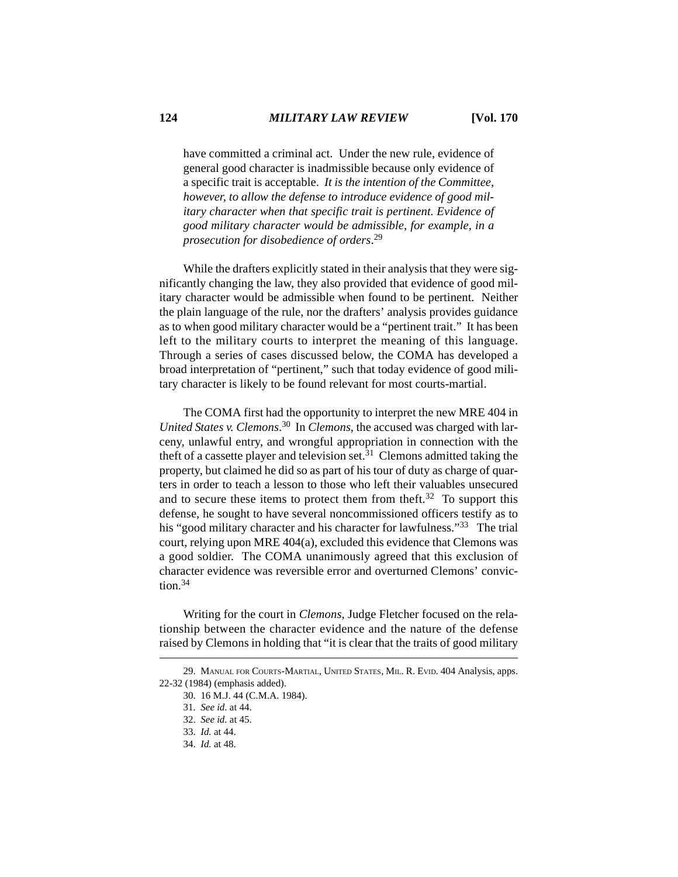> have committed a criminal act. Under the new rule, evidence of general good character is inadmissible because only evidence of a specific trait is acceptable. *It is the intention of the Committee, however, to allow the defense to introduce evidence of good military character when that specific trait is pertinent. Evidence of good military character would be admissible, for example, in a prosecution for disobedience of orders*.[29]

While the drafters explicitly stated in their analysis that they were significantly changing the law, they also provided that evidence of good military character would be admissible when found to be pertinent. Neither the plain language of the rule, nor the drafters' analysis provides guidance as to when good military character would be a "pertinent trait." It has been left to the military courts to interpret the meaning of this language. Through a series of cases discussed below, the COMA has developed a broad interpretation of "pertinent," such that today evidence of good military character is likely to be found relevant for most courts-martial.

The COMA first had the opportunity to interpret the new MRE 404 in *United States v. Clemons*.[30] In *Clemons*, the accused was charged with larceny, unlawful entry, and wrongful appropriation in connection with the theft of a cassette player and television set.[31] Clemons admitted taking the property, but claimed he did so as part of his tour of duty as charge of quarters in order to teach a lesson to those who left their valuables unsecured and to secure these items to protect them from theft.[32] To support this defense, he sought to have several noncommissioned officers testify as to his "good military character and his character for lawfulness."[33] The trial court, relying upon MRE 404(a), excluded this evidence that Clemons was a good soldier. The COMA unanimously agreed that this exclusion of character evidence was reversible error and overturned Clemons' conviction.[34]

Writing for the court in *Clemons*, Judge Fletcher focused on the relationship between the character evidence and the nature of the defense raised by Clemons in holding that "it is clear that the traits of good military

---

29. MANUAL FOR COURTS-MARTIAL, UNITED STATES, MIL. R. EVID. 404 Analysis, apps. 22-32 (1984) (emphasis added).

30. 16 M.J. 44 (C.M.A. 1984).

31. *See id.* at 44.

32. *See id.* at 45.

33. *Id.* at 44.

34. *Id.* at 48.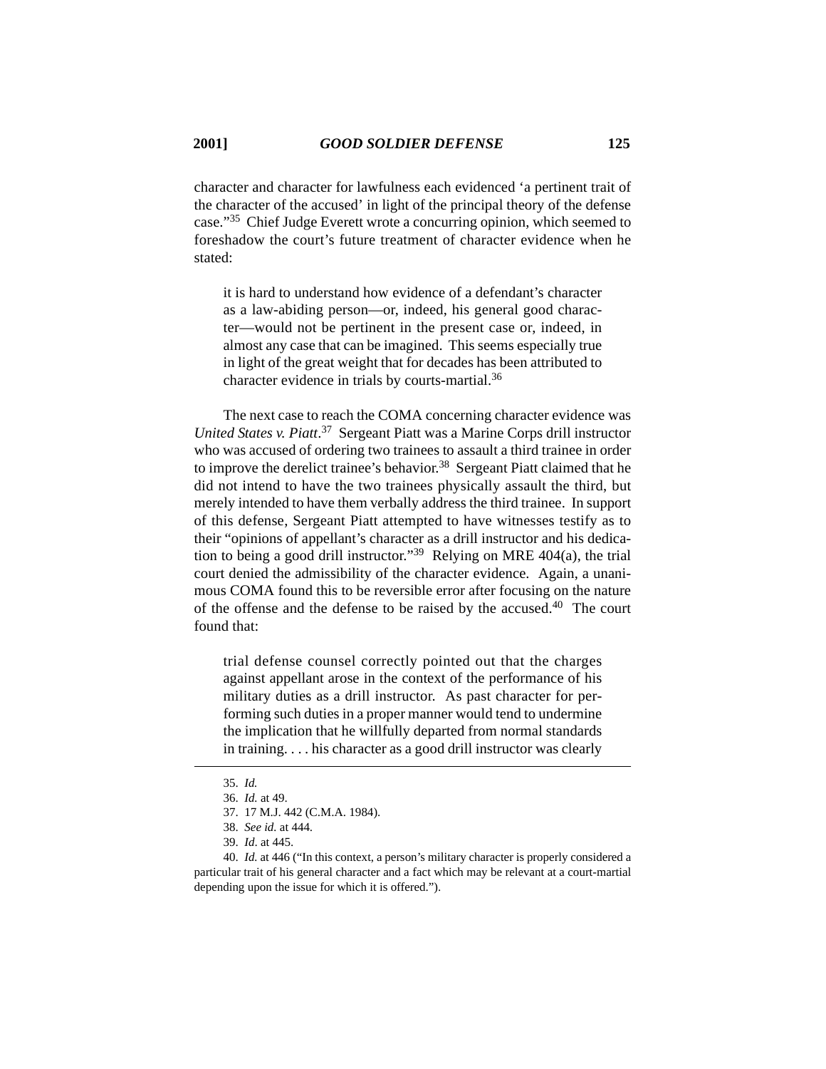character and character for lawfulness each evidenced 'a pertinent trait of the character of the accused' in light of the principal theory of the defense case."[35] Chief Judge Everett wrote a concurring opinion, which seemed to foreshadow the court's future treatment of character evidence when he stated:

> it is hard to understand how evidence of a defendant's character as a law-abiding person—or, indeed, his general good character—would not be pertinent in the present case or, indeed, in almost any case that can be imagined. This seems especially true in light of the great weight that for decades has been attributed to character evidence in trials by courts-martial.[36]

The next case to reach the COMA concerning character evidence was *United States v. Piatt*.[37] Sergeant Piatt was a Marine Corps drill instructor who was accused of ordering two trainees to assault a third trainee in order to improve the derelict trainee's behavior.[38] Sergeant Piatt claimed that he did not intend to have the two trainees physically assault the third, but merely intended to have them verbally address the third trainee. In support of this defense, Sergeant Piatt attempted to have witnesses testify as to their "opinions of appellant's character as a drill instructor and his dedication to being a good drill instructor."[39] Relying on MRE 404(a), the trial court denied the admissibility of the character evidence. Again, a unanimous COMA found this to be reversible error after focusing on the nature of the offense and the defense to be raised by the accused.[40] The court found that:

> trial defense counsel correctly pointed out that the charges against appellant arose in the context of the performance of his military duties as a drill instructor. As past character for performing such duties in a proper manner would tend to undermine the implication that he willfully departed from normal standards in training. . . . his character as a good drill instructor was clearly

---

35. *Id.*

36. *Id.* at 49.

37. 17 M.J. 442 (C.M.A. 1984).

38. *See id.* at 444.

39. *Id*. at 445.

40. *Id.* at 446 ("In this context, a person's military character is properly considered a particular trait of his general character and a fact which may be relevant at a court-martial depending upon the issue for which it is offered.").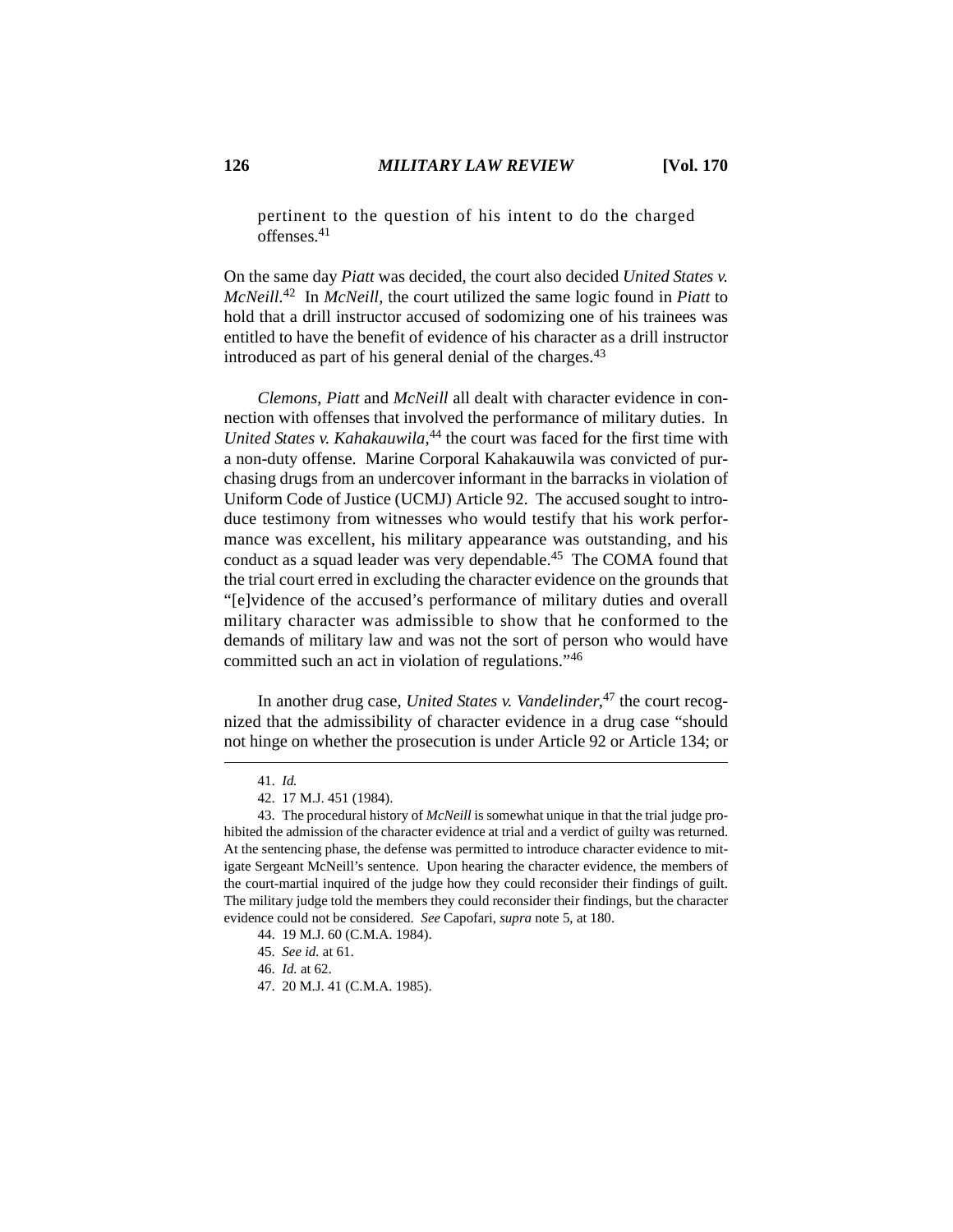pertinent to the question of his intent to do the charged offenses.[41]

On the same day *Piatt* was decided, the court also decided *United States v. McNeill*.[42] In *McNeill*, the court utilized the same logic found in *Piatt* to hold that a drill instructor accused of sodomizing one of his trainees was entitled to have the benefit of evidence of his character as a drill instructor introduced as part of his general denial of the charges.[43]

*Clemons*, *Piatt* and *McNeill* all dealt with character evidence in connection with offenses that involved the performance of military duties. In *United States v. Kahakauwila*,[44] the court was faced for the first time with a non-duty offense. Marine Corporal Kahakauwila was convicted of purchasing drugs from an undercover informant in the barracks in violation of Uniform Code of Justice (UCMJ) Article 92. The accused sought to introduce testimony from witnesses who would testify that his work performance was excellent, his military appearance was outstanding, and his conduct as a squad leader was very dependable.[45] The COMA found that the trial court erred in excluding the character evidence on the grounds that "[e]vidence of the accused's performance of military duties and overall military character was admissible to show that he conformed to the demands of military law and was not the sort of person who would have committed such an act in violation of regulations."[46]

In another drug case, *United States v. Vandelinder*,[47] the court recognized that the admissibility of character evidence in a drug case "should not hinge on whether the prosecution is under Article 92 or Article 134; or

---

41. *Id.*

42. 17 M.J. 451 (1984).

43. The procedural history of *McNeill* is somewhat unique in that the trial judge prohibited the admission of the character evidence at trial and a verdict of guilty was returned. At the sentencing phase, the defense was permitted to introduce character evidence to mitigate Sergeant McNeill's sentence. Upon hearing the character evidence, the members of the court-martial inquired of the judge how they could reconsider their findings of guilt. The military judge told the members they could reconsider their findings, but the character evidence could not be considered. *See* Capofari, *supra* note 5, at 180.

44. 19 M.J. 60 (C.M.A. 1984).

45. *See id.* at 61.

46. *Id.* at 62.

47. 20 M.J. 41 (C.M.A. 1985).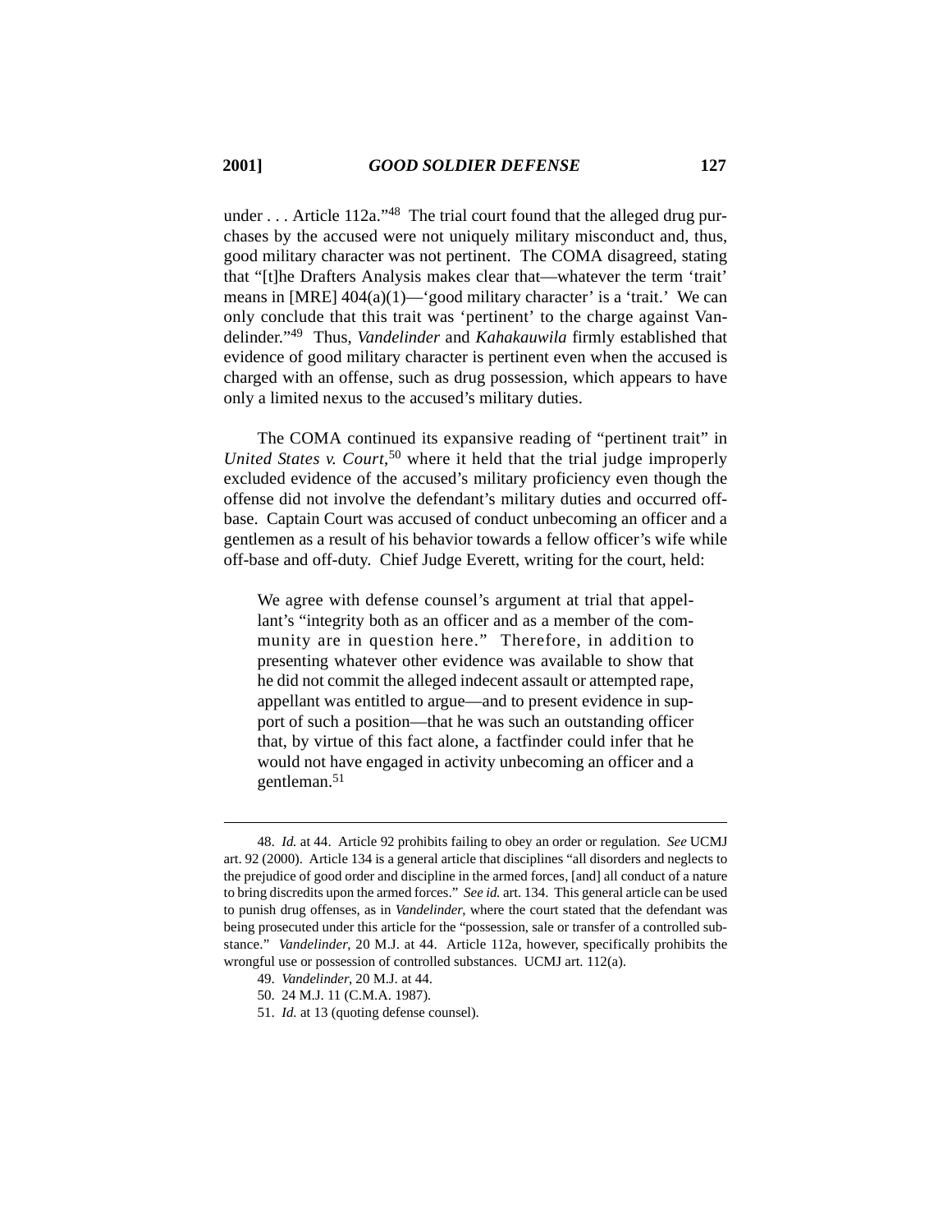under . . . Article 112a."[48] The trial court found that the alleged drug purchases by the accused were not uniquely military misconduct and, thus, good military character was not pertinent. The COMA disagreed, stating that "[t]he Drafters Analysis makes clear that—whatever the term 'trait' means in [MRE] 404(a)(1)—'good military character' is a 'trait.' We can only conclude that this trait was 'pertinent' to the charge against Vandelinder."[49] Thus, *Vandelinder* and *Kahakauwila* firmly established that evidence of good military character is pertinent even when the accused is charged with an offense, such as drug possession, which appears to have only a limited nexus to the accused's military duties.

The COMA continued its expansive reading of "pertinent trait" in *United States v. Court*,[50] where it held that the trial judge improperly excluded evidence of the accused's military proficiency even though the offense did not involve the defendant's military duties and occurred off-base. Captain Court was accused of conduct unbecoming an officer and a gentlemen as a result of his behavior towards a fellow officer's wife while off-base and off-duty. Chief Judge Everett, writing for the court, held:

> We agree with defense counsel's argument at trial that appellant's "integrity both as an officer and as a member of the community are in question here." Therefore, in addition to presenting whatever other evidence was available to show that he did not commit the alleged indecent assault or attempted rape, appellant was entitled to argue—and to present evidence in support of such a position—that he was such an outstanding officer that, by virtue of this fact alone, a factfinder could infer that he would not have engaged in activity unbecoming an officer and a gentleman.[51]

---

48. *Id.* at 44. Article 92 prohibits failing to obey an order or regulation. *See* UCMJ art. 92 (2000). Article 134 is a general article that disciplines "all disorders and neglects to the prejudice of good order and discipline in the armed forces, [and] all conduct of a nature to bring discredits upon the armed forces." *See id.* art. 134. This general article can be used to punish drug offenses, as in *Vandelinder*, where the court stated that the defendant was being prosecuted under this article for the "possession, sale or transfer of a controlled substance." *Vandelinder*, 20 M.J. at 44. Article 112a, however, specifically prohibits the wrongful use or possession of controlled substances. UCMJ art. 112(a).

49. *Vandelinder*, 20 M.J. at 44.

50. 24 M.J. 11 (C.M.A. 1987).

51. *Id.* at 13 (quoting defense counsel).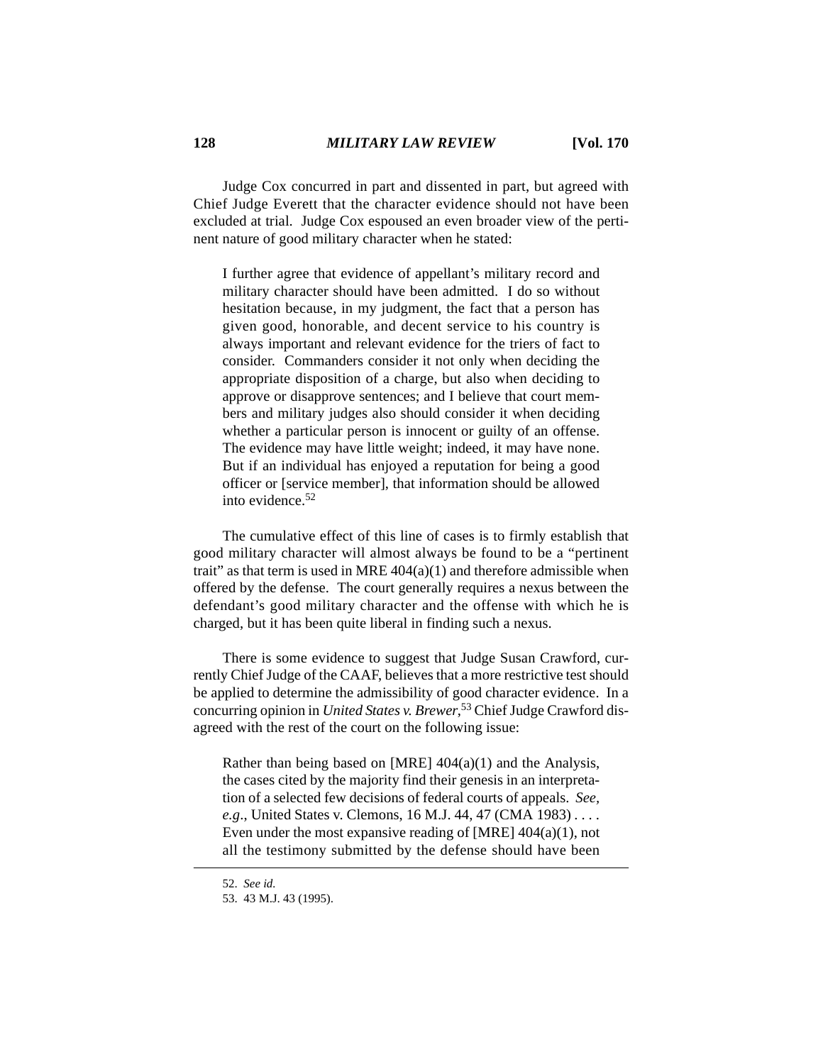Judge Cox concurred in part and dissented in part, but agreed with Chief Judge Everett that the character evidence should not have been excluded at trial. Judge Cox espoused an even broader view of the pertinent nature of good military character when he stated:

> I further agree that evidence of appellant's military record and military character should have been admitted. I do so without hesitation because, in my judgment, the fact that a person has given good, honorable, and decent service to his country is always important and relevant evidence for the triers of fact to consider. Commanders consider it not only when deciding the appropriate disposition of a charge, but also when deciding to approve or disapprove sentences; and I believe that court members and military judges also should consider it when deciding whether a particular person is innocent or guilty of an offense. The evidence may have little weight; indeed, it may have none. But if an individual has enjoyed a reputation for being a good officer or [service member], that information should be allowed into evidence.[52]

The cumulative effect of this line of cases is to firmly establish that good military character will almost always be found to be a "pertinent trait" as that term is used in MRE 404(a)(1) and therefore admissible when offered by the defense. The court generally requires a nexus between the defendant's good military character and the offense with which he is charged, but it has been quite liberal in finding such a nexus.

There is some evidence to suggest that Judge Susan Crawford, currently Chief Judge of the CAAF, believes that a more restrictive test should be applied to determine the admissibility of good character evidence. In a concurring opinion in *United States v. Brewer*,[53] Chief Judge Crawford disagreed with the rest of the court on the following issue:

> Rather than being based on [MRE] 404(a)(1) and the Analysis, the cases cited by the majority find their genesis in an interpretation of a selected few decisions of federal courts of appeals. *See, e.g.*, United States v. Clemons, 16 M.J. 44, 47 (CMA 1983) . . . . Even under the most expansive reading of [MRE] 404(a)(1), not all the testimony submitted by the defense should have been

---

52. *See id.*

53. 43 M.J. 43 (1995).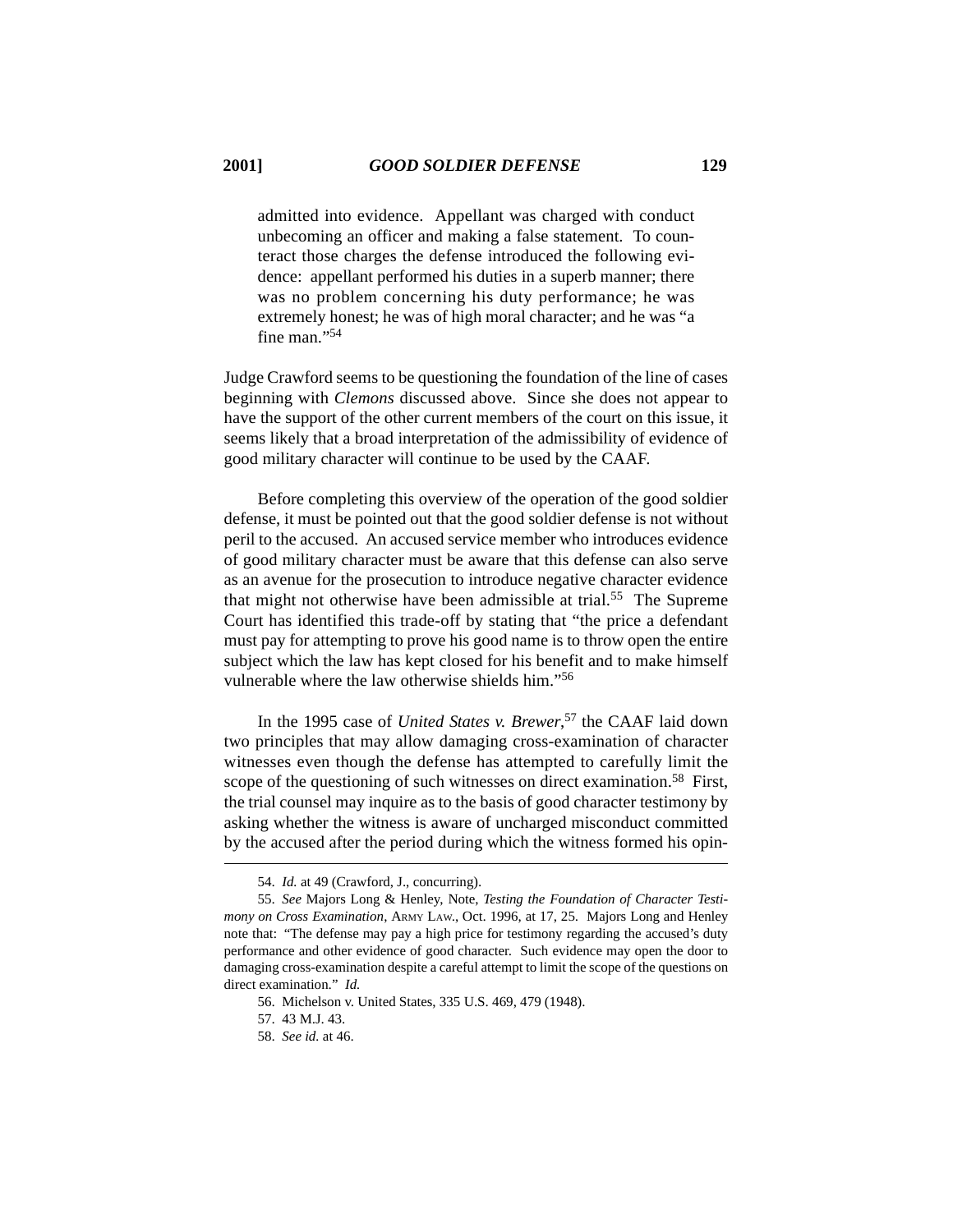> admitted into evidence. Appellant was charged with conduct unbecoming an officer and making a false statement. To counteract those charges the defense introduced the following evidence: appellant performed his duties in a superb manner; there was no problem concerning his duty performance; he was extremely honest; he was of high moral character; and he was "a fine man."[54]

Judge Crawford seems to be questioning the foundation of the line of cases beginning with *Clemons* discussed above. Since she does not appear to have the support of the other current members of the court on this issue, it seems likely that a broad interpretation of the admissibility of evidence of good military character will continue to be used by the CAAF.

Before completing this overview of the operation of the good soldier defense, it must be pointed out that the good soldier defense is not without peril to the accused. An accused service member who introduces evidence of good military character must be aware that this defense can also serve as an avenue for the prosecution to introduce negative character evidence that might not otherwise have been admissible at trial.[55] The Supreme Court has identified this trade-off by stating that "the price a defendant must pay for attempting to prove his good name is to throw open the entire subject which the law has kept closed for his benefit and to make himself vulnerable where the law otherwise shields him."[56]

In the 1995 case of *United States v. Brewer*,[57] the CAAF laid down two principles that may allow damaging cross-examination of character witnesses even though the defense has attempted to carefully limit the scope of the questioning of such witnesses on direct examination.[58] First, the trial counsel may inquire as to the basis of good character testimony by asking whether the witness is aware of uncharged misconduct committed by the accused after the period during which the witness formed his opin-

---

54. *Id.* at 49 (Crawford, J., concurring).

55. *See* Majors Long & Henley, Note, *Testing the Foundation of Character Testimony on Cross Examination*, Army Law., Oct. 1996, at 17, 25. Majors Long and Henley note that: "The defense may pay a high price for testimony regarding the accused's duty performance and other evidence of good character. Such evidence may open the door to damaging cross-examination despite a careful attempt to limit the scope of the questions on direct examination." *Id.*

56. Michelson v. United States, 335 U.S. 469, 479 (1948).

57. 43 M.J. 43.

58. *See id.* at 46.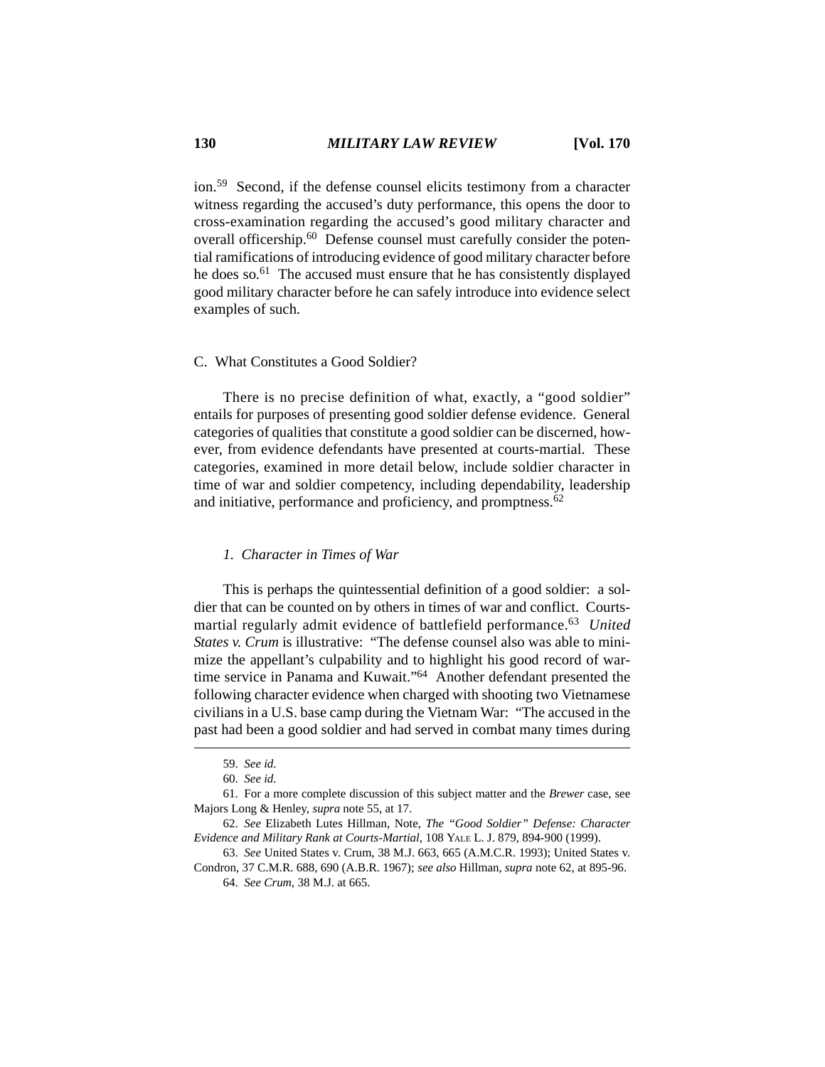ion.[59] Second, if the defense counsel elicits testimony from a character witness regarding the accused's duty performance, this opens the door to cross-examination regarding the accused's good military character and overall officership.[60] Defense counsel must carefully consider the potential ramifications of introducing evidence of good military character before he does so.[61] The accused must ensure that he has consistently displayed good military character before he can safely introduce into evidence select examples of such.

### C. What Constitutes a Good Soldier?

There is no precise definition of what, exactly, a "good soldier" entails for purposes of presenting good soldier defense evidence. General categories of qualities that constitute a good soldier can be discerned, however, from evidence defendants have presented at courts-martial. These categories, examined in more detail below, include soldier character in time of war and soldier competency, including dependability, leadership and initiative, performance and proficiency, and promptness.[62]

#### *1. Character in Times of War*

This is perhaps the quintessential definition of a good soldier: a soldier that can be counted on by others in times of war and conflict. Courts-martial regularly admit evidence of battlefield performance.[63] *United States v. Crum* is illustrative: "The defense counsel also was able to minimize the appellant's culpability and to highlight his good record of wartime service in Panama and Kuwait."[64] Another defendant presented the following character evidence when charged with shooting two Vietnamese civilians in a U.S. base camp during the Vietnam War: "The accused in the past had been a good soldier and had served in combat many times during

---

59. *See id.*

60. *See id.*

61. For a more complete discussion of this subject matter and the *Brewer* case, see Majors Long & Henley, *supra* note 55, at 17.

62. *See* Elizabeth Lutes Hillman, Note, *The "Good Soldier" Defense: Character Evidence and Military Rank at Courts-Martial*, 108 YALE L. J. 879, 894-900 (1999).

63. *See* United States v. Crum, 38 M.J. 663, 665 (A.M.C.R. 1993); United States v. Condron, 37 C.M.R. 688, 690 (A.B.R. 1967); *see also* Hillman, *supra* note 62, at 895-96.

64. *See Crum*, 38 M.J. at 665.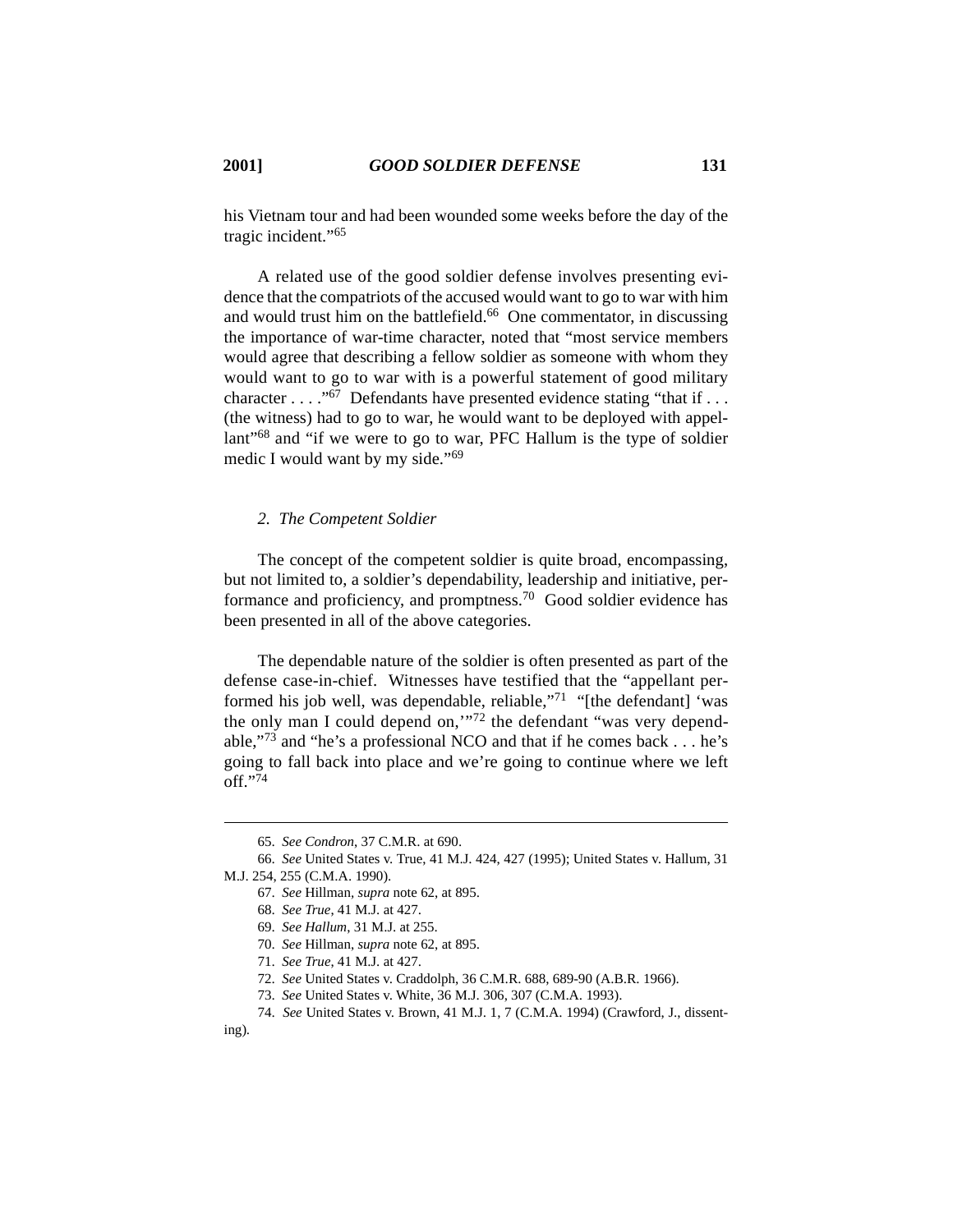his Vietnam tour and had been wounded some weeks before the day of the tragic incident."[65]

A related use of the good soldier defense involves presenting evidence that the compatriots of the accused would want to go to war with him and would trust him on the battlefield.[66] One commentator, in discussing the importance of war-time character, noted that "most service members would agree that describing a fellow soldier as someone with whom they would want to go to war with is a powerful statement of good military character . . . ."[67] Defendants have presented evidence stating "that if . . . (the witness) had to go to war, he would want to be deployed with appellant"[68] and "if we were to go to war, PFC Hallum is the type of soldier medic I would want by my side."[69]

### *2. The Competent Soldier*

The concept of the competent soldier is quite broad, encompassing, but not limited to, a soldier's dependability, leadership and initiative, performance and proficiency, and promptness.[70] Good soldier evidence has been presented in all of the above categories.

The dependable nature of the soldier is often presented as part of the defense case-in-chief. Witnesses have testified that the "appellant performed his job well, was dependable, reliable,"[71] "[the defendant] 'was the only man I could depend on,'"[72] the defendant "was very dependable,"[73] and "he's a professional NCO and that if he comes back . . . he's going to fall back into place and we're going to continue where we left off."[74]

---

65. *See Condron*, 37 C.M.R. at 690.

66. *See* United States v. True, 41 M.J. 424, 427 (1995); United States v. Hallum, 31 M.J. 254, 255 (C.M.A. 1990).

67. *See* Hillman, *supra* note 62, at 895.

68. *See True*, 41 M.J. at 427.

69. *See Hallum*, 31 M.J. at 255.

70. *See* Hillman, *supra* note 62, at 895.

71. *See True*, 41 M.J. at 427.

72. *See* United States v. Craddolph, 36 C.M.R. 688, 689-90 (A.B.R. 1966).

73. *See* United States v. White, 36 M.J. 306, 307 (C.M.A. 1993).

74. *See* United States v. Brown, 41 M.J. 1, 7 (C.M.A. 1994) (Crawford, J., dissenting).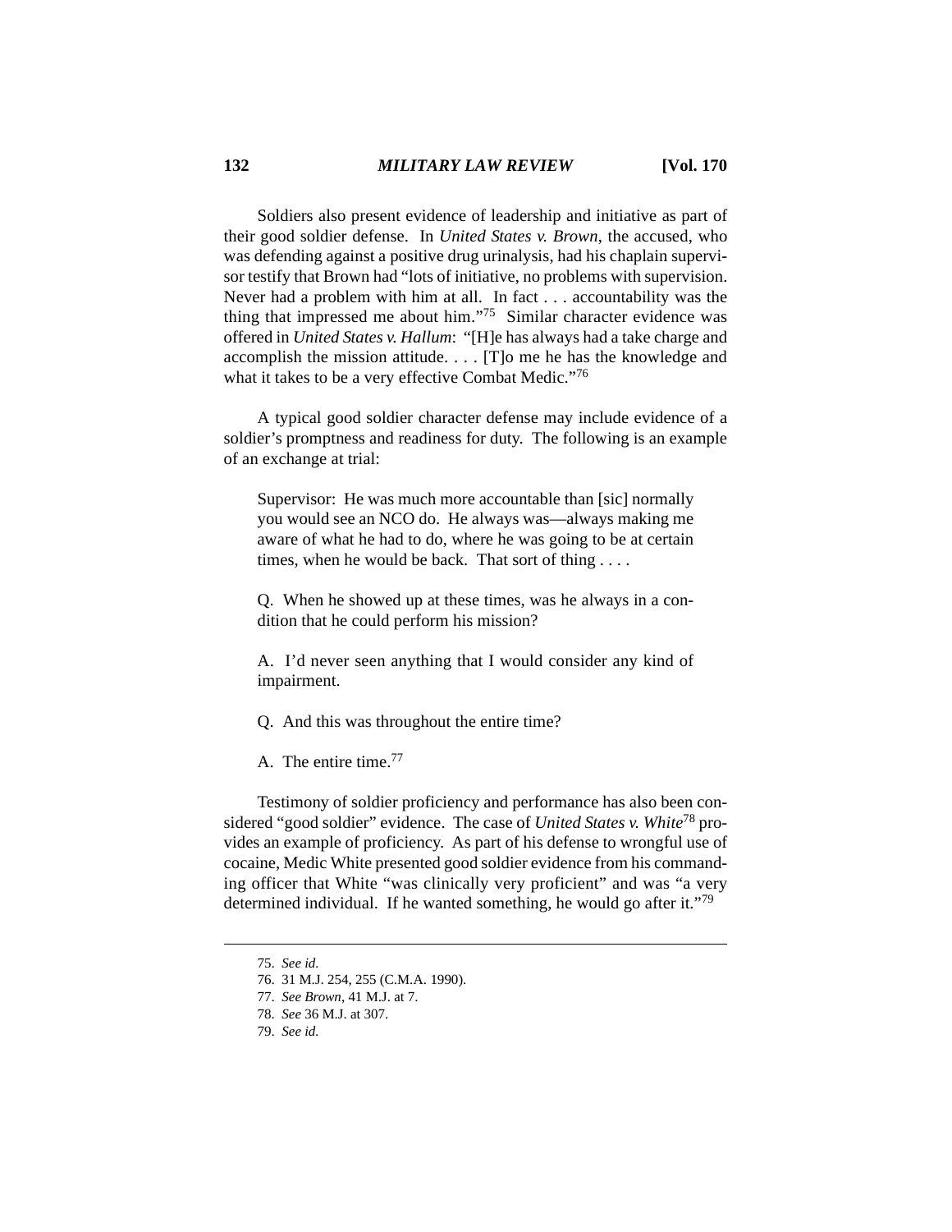Soldiers also present evidence of leadership and initiative as part of their good soldier defense. In *United States v. Brown*, the accused, who was defending against a positive drug urinalysis, had his chaplain supervisor testify that Brown had "lots of initiative, no problems with supervision. Never had a problem with him at all. In fact . . . accountability was the thing that impressed me about him."[75] Similar character evidence was offered in *United States v. Hallum*: "[H]e has always had a take charge and accomplish the mission attitude. . . . [T]o me he has the knowledge and what it takes to be a very effective Combat Medic."[76]

A typical good soldier character defense may include evidence of a soldier's promptness and readiness for duty. The following is an example of an exchange at trial:

> Supervisor: He was much more accountable than [sic] normally you would see an NCO do. He always was—always making me aware of what he had to do, where he was going to be at certain times, when he would be back. That sort of thing . . . .
>
> Q. When he showed up at these times, was he always in a condition that he could perform his mission?
>
> A. I'd never seen anything that I would consider any kind of impairment.
>
> Q. And this was throughout the entire time?
>
> A. The entire time.[77]

Testimony of soldier proficiency and performance has also been considered "good soldier" evidence. The case of *United States v. White*[78] provides an example of proficiency. As part of his defense to wrongful use of cocaine, Medic White presented good soldier evidence from his commanding officer that White "was clinically very proficient" and was "a very determined individual. If he wanted something, he would go after it."[79]

---

75. *See id.*
76. 31 M.J. 254, 255 (C.M.A. 1990).
77. *See Brown*, 41 M.J. at 7.
78. *See* 36 M.J. at 307.
79. *See id.*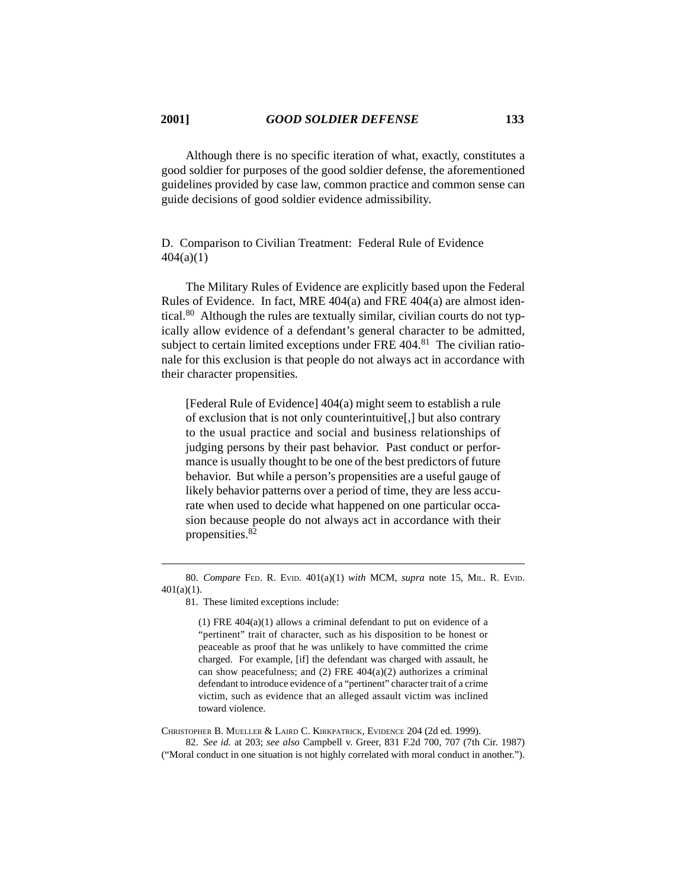Although there is no specific iteration of what, exactly, constitutes a good soldier for purposes of the good soldier defense, the aforementioned guidelines provided by case law, common practice and common sense can guide decisions of good soldier evidence admissibility.

### D. Comparison to Civilian Treatment: Federal Rule of Evidence 404(a)(1)

The Military Rules of Evidence are explicitly based upon the Federal Rules of Evidence. In fact, MRE 404(a) and FRE 404(a) are almost identical.[80] Although the rules are textually similar, civilian courts do not typically allow evidence of a defendant's general character to be admitted, subject to certain limited exceptions under FRE 404.[81] The civilian rationale for this exclusion is that people do not always act in accordance with their character propensities.

> [Federal Rule of Evidence] 404(a) might seem to establish a rule of exclusion that is not only counterintuitive[,] but also contrary to the usual practice and social and business relationships of judging persons by their past behavior. Past conduct or performance is usually thought to be one of the best predictors of future behavior. But while a person's propensities are a useful gauge of likely behavior patterns over a period of time, they are less accurate when used to decide what happened on one particular occasion because people do not always act in accordance with their propensities.[82]

---

80. *Compare* Fed. R. Evid. 401(a)(1) *with* MCM, *supra* note 15, Mil. R. Evid. 401(a)(1).

81. These limited exceptions include:

> (1) FRE 404(a)(1) allows a criminal defendant to put on evidence of a "pertinent" trait of character, such as his disposition to be honest or peaceable as proof that he was unlikely to have committed the crime charged. For example, [if] the defendant was charged with assault, he can show peacefulness; and (2) FRE 404(a)(2) authorizes a criminal defendant to introduce evidence of a "pertinent" character trait of a crime victim, such as evidence that an alleged assault victim was inclined toward violence.

Christopher B. Mueller & Laird C. Kirkpatrick, Evidence 204 (2d ed. 1999).

82. *See id.* at 203; *see also* Campbell v. Greer, 831 F.2d 700, 707 (7th Cir. 1987) ("Moral conduct in one situation is not highly correlated with moral conduct in another.").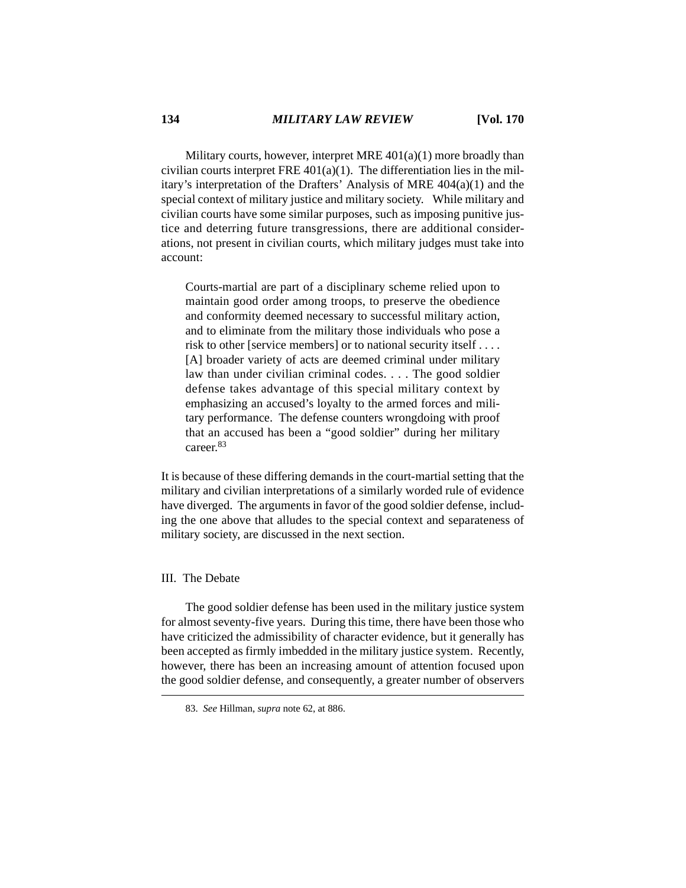Military courts, however, interpret MRE 401(a)(1) more broadly than civilian courts interpret FRE 401(a)(1). The differentiation lies in the military's interpretation of the Drafters' Analysis of MRE 404(a)(1) and the special context of military justice and military society. While military and civilian courts have some similar purposes, such as imposing punitive justice and deterring future transgressions, there are additional considerations, not present in civilian courts, which military judges must take into account:

> Courts-martial are part of a disciplinary scheme relied upon to maintain good order among troops, to preserve the obedience and conformity deemed necessary to successful military action, and to eliminate from the military those individuals who pose a risk to other [service members] or to national security itself . . . . [A] broader variety of acts are deemed criminal under military law than under civilian criminal codes. . . . The good soldier defense takes advantage of this special military context by emphasizing an accused's loyalty to the armed forces and military performance. The defense counters wrongdoing with proof that an accused has been a "good soldier" during her military career.[83]

It is because of these differing demands in the court-martial setting that the military and civilian interpretations of a similarly worded rule of evidence have diverged. The arguments in favor of the good soldier defense, including the one above that alludes to the special context and separateness of military society, are discussed in the next section.

## III. The Debate

The good soldier defense has been used in the military justice system for almost seventy-five years. During this time, there have been those who have criticized the admissibility of character evidence, but it generally has been accepted as firmly imbedded in the military justice system. Recently, however, there has been an increasing amount of attention focused upon the good soldier defense, and consequently, a greater number of observers

---

83. *See* Hillman, *supra* note 62, at 886.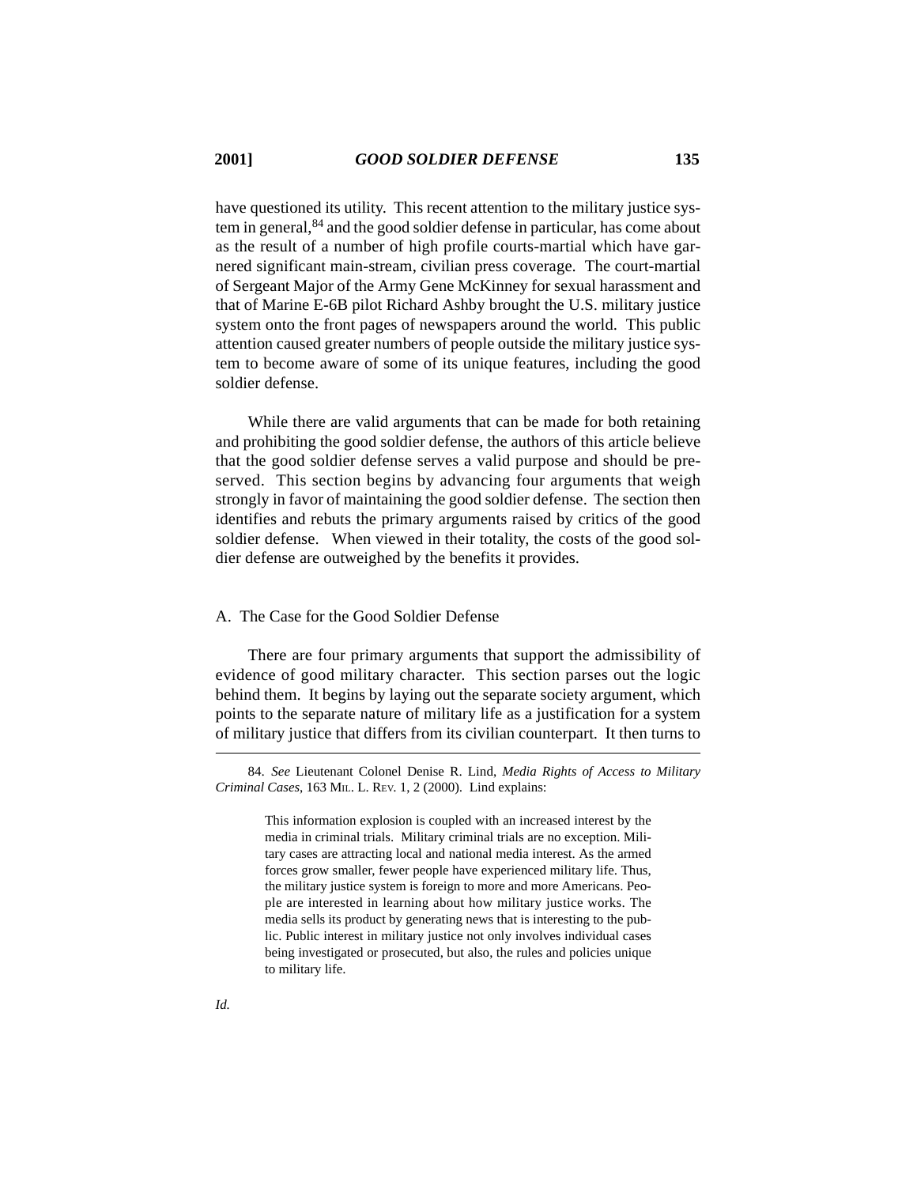have questioned its utility. This recent attention to the military justice system in general,[84] and the good soldier defense in particular, has come about as the result of a number of high profile courts-martial which have garnered significant main-stream, civilian press coverage. The court-martial of Sergeant Major of the Army Gene McKinney for sexual harassment and that of Marine E-6B pilot Richard Ashby brought the U.S. military justice system onto the front pages of newspapers around the world. This public attention caused greater numbers of people outside the military justice system to become aware of some of its unique features, including the good soldier defense.

While there are valid arguments that can be made for both retaining and prohibiting the good soldier defense, the authors of this article believe that the good soldier defense serves a valid purpose and should be preserved. This section begins by advancing four arguments that weigh strongly in favor of maintaining the good soldier defense. The section then identifies and rebuts the primary arguments raised by critics of the good soldier defense. When viewed in their totality, the costs of the good soldier defense are outweighed by the benefits it provides.

### A. The Case for the Good Soldier Defense

There are four primary arguments that support the admissibility of evidence of good military character. This section parses out the logic behind them. It begins by laying out the separate society argument, which points to the separate nature of military life as a justification for a system of military justice that differs from its civilian counterpart. It then turns to

---

84. *See* Lieutenant Colonel Denise R. Lind, *Media Rights of Access to Military Criminal Cases*, 163 MIL. L. REV. 1, 2 (2000). Lind explains:

> This information explosion is coupled with an increased interest by the media in criminal trials. Military criminal trials are no exception. Military cases are attracting local and national media interest. As the armed forces grow smaller, fewer people have experienced military life. Thus, the military justice system is foreign to more and more Americans. People are interested in learning about how military justice works. The media sells its product by generating news that is interesting to the public. Public interest in military justice not only involves individual cases being investigated or prosecuted, but also, the rules and policies unique to military life.

*Id.*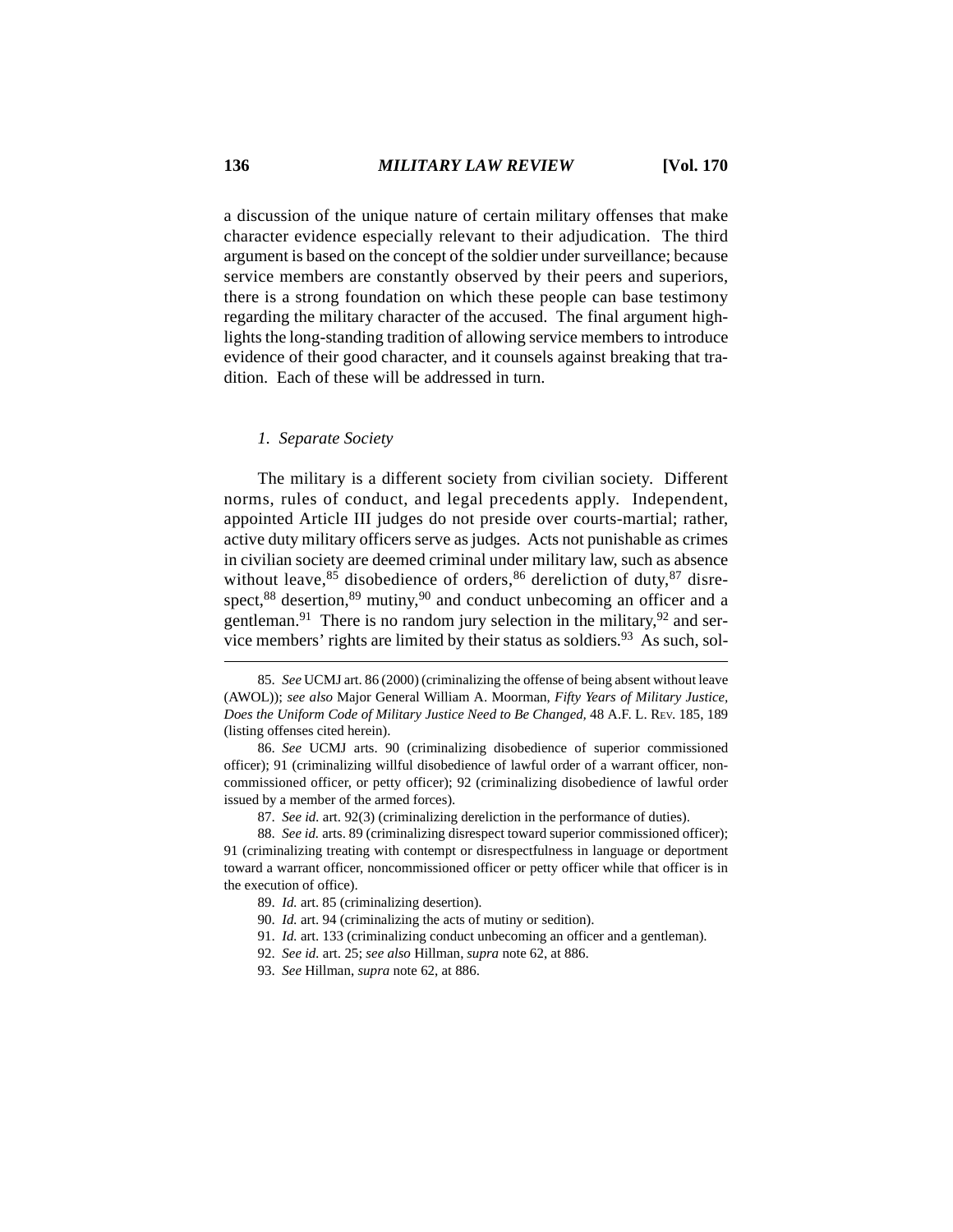a discussion of the unique nature of certain military offenses that make character evidence especially relevant to their adjudication. The third argument is based on the concept of the soldier under surveillance; because service members are constantly observed by their peers and superiors, there is a strong foundation on which these people can base testimony regarding the military character of the accused. The final argument highlights the long-standing tradition of allowing service members to introduce evidence of their good character, and it counsels against breaking that tradition. Each of these will be addressed in turn.

### *1. Separate Society*

The military is a different society from civilian society. Different norms, rules of conduct, and legal precedents apply. Independent, appointed Article III judges do not preside over courts-martial; rather, active duty military officers serve as judges. Acts not punishable as crimes in civilian society are deemed criminal under military law, such as absence without leave,[85] disobedience of orders,[86] dereliction of duty,[87] disrespect,[88] desertion,[89] mutiny,[90] and conduct unbecoming an officer and a gentleman.[91] There is no random jury selection in the military,[92] and service members' rights are limited by their status as soldiers.[93] As such, sol-

---

85. *See* UCMJ art. 86 (2000) (criminalizing the offense of being absent without leave (AWOL)); *see also* Major General William A. Moorman, *Fifty Years of Military Justice, Does the Uniform Code of Military Justice Need to Be Changed*, 48 A.F. L. REV. 185, 189 (listing offenses cited herein).

86. *See* UCMJ arts. 90 (criminalizing disobedience of superior commissioned officer); 91 (criminalizing willful disobedience of lawful order of a warrant officer, noncommissioned officer, or petty officer); 92 (criminalizing disobedience of lawful order issued by a member of the armed forces).

87. *See id.* art. 92(3) (criminalizing dereliction in the performance of duties).

88. *See id.* arts. 89 (criminalizing disrespect toward superior commissioned officer); 91 (criminalizing treating with contempt or disrespectfulness in language or deportment toward a warrant officer, noncommissioned officer or petty officer while that officer is in the execution of office).

89. *Id.* art. 85 (criminalizing desertion).

90. *Id.* art. 94 (criminalizing the acts of mutiny or sedition).

91. *Id.* art. 133 (criminalizing conduct unbecoming an officer and a gentleman).

92. *See id.* art. 25; *see also* Hillman, *supra* note 62, at 886.

93. *See* Hillman, *supra* note 62, at 886.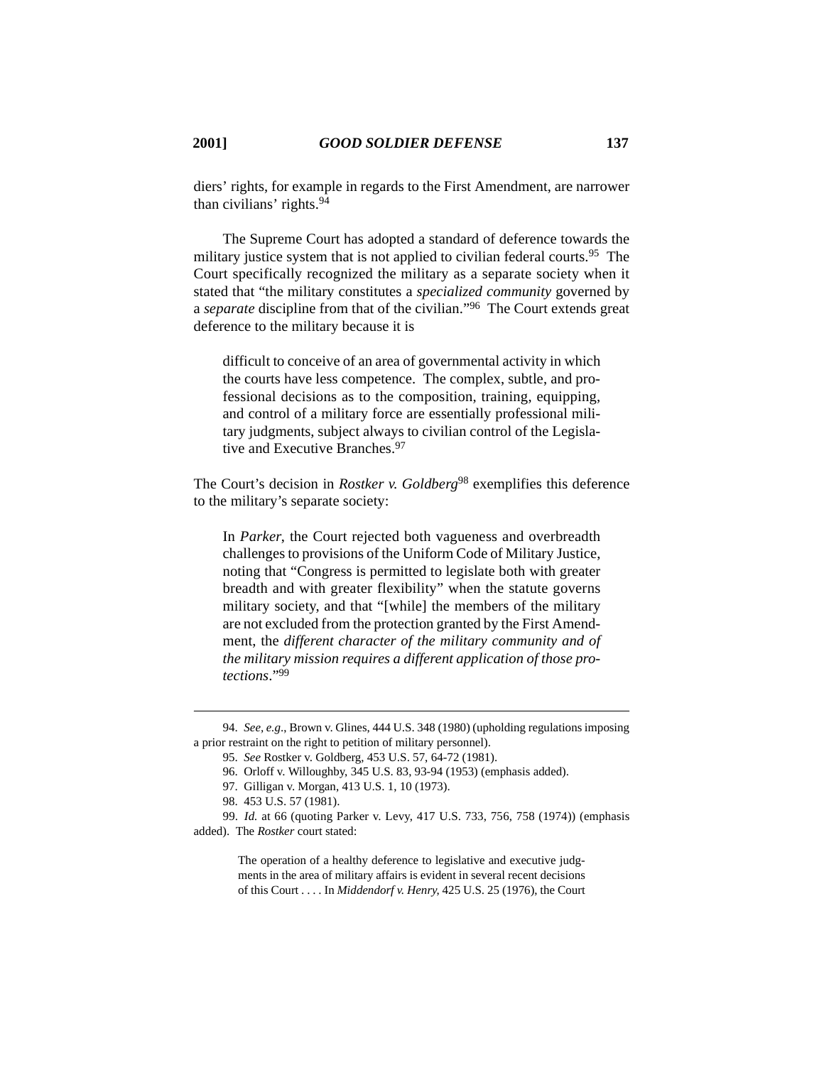diers' rights, for example in regards to the First Amendment, are narrower than civilians' rights.[94]

The Supreme Court has adopted a standard of deference towards the military justice system that is not applied to civilian federal courts.[95] The Court specifically recognized the military as a separate society when it stated that "the military constitutes a *specialized community* governed by a *separate* discipline from that of the civilian."[96] The Court extends great deference to the military because it is

> difficult to conceive of an area of governmental activity in which the courts have less competence. The complex, subtle, and professional decisions as to the composition, training, equipping, and control of a military force are essentially professional military judgments, subject always to civilian control of the Legislative and Executive Branches.[97]

The Court's decision in *Rostker v. Goldberg*[98] exemplifies this deference to the military's separate society:

> In *Parker*, the Court rejected both vagueness and overbreadth challenges to provisions of the Uniform Code of Military Justice, noting that "Congress is permitted to legislate both with greater breadth and with greater flexibility" when the statute governs military society, and that "[while] the members of the military are not excluded from the protection granted by the First Amendment, the *different character of the military community and of the military mission requires a different application of those protections*."[99]

---

94. *See, e.g.*, Brown v. Glines, 444 U.S. 348 (1980) (upholding regulations imposing a prior restraint on the right to petition of military personnel).

95. *See* Rostker v. Goldberg, 453 U.S. 57, 64-72 (1981).

96. Orloff v. Willoughby, 345 U.S. 83, 93-94 (1953) (emphasis added).

97. Gilligan v. Morgan, 413 U.S. 1, 10 (1973).

98. 453 U.S. 57 (1981).

99. *Id.* at 66 (quoting Parker v. Levy, 417 U.S. 733, 756, 758 (1974)) (emphasis added). The *Rostker* court stated:

> The operation of a healthy deference to legislative and executive judgments in the area of military affairs is evident in several recent decisions of this Court . . . . In *Middendorf v. Henry*, 425 U.S. 25 (1976), the Court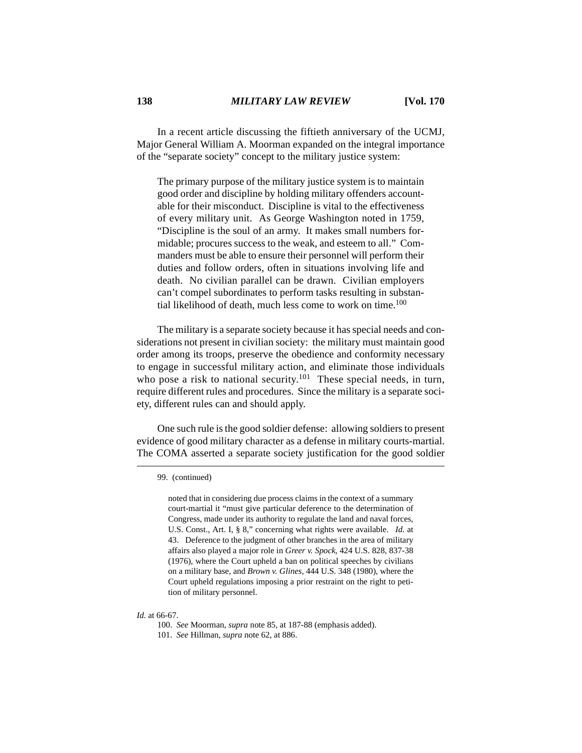In a recent article discussing the fiftieth anniversary of the UCMJ, Major General William A. Moorman expanded on the integral importance of the "separate society" concept to the military justice system:

> The primary purpose of the military justice system is to maintain good order and discipline by holding military offenders accountable for their misconduct. Discipline is vital to the effectiveness of every military unit. As George Washington noted in 1759, "Discipline is the soul of an army. It makes small numbers formidable; procures success to the weak, and esteem to all." Commanders must be able to ensure their personnel will perform their duties and follow orders, often in situations involving life and death. No civilian parallel can be drawn. Civilian employers can't compel subordinates to perform tasks resulting in substantial likelihood of death, much less come to work on time.[100]

The military is a separate society because it has special needs and considerations not present in civilian society: the military must maintain good order among its troops, preserve the obedience and conformity necessary to engage in successful military action, and eliminate those individuals who pose a risk to national security.[101] These special needs, in turn, require different rules and procedures. Since the military is a separate society, different rules can and should apply.

One such rule is the good soldier defense: allowing soldiers to present evidence of good military character as a defense in military courts-martial. The COMA asserted a separate society justification for the good soldier

---

99. (continued)

> noted that in considering due process claims in the context of a summary court-martial it "must give particular deference to the determination of Congress, made under its authority to regulate the land and naval forces, U.S. Const., Art. I, § 8," concerning what rights were available. *Id.* at 43. Deference to the judgment of other branches in the area of military affairs also played a major role in *Greer v. Spock*, 424 U.S. 828, 837-38 (1976), where the Court upheld a ban on political speeches by civilians on a military base, and *Brown v. Glines*, 444 U.S. 348 (1980), where the Court upheld regulations imposing a prior restraint on the right to petition of military personnel.

*Id.* at 66-67.

100. *See* Moorman, *supra* note 85, at 187-88 (emphasis added).

101. *See* Hillman, *supra* note 62, at 886.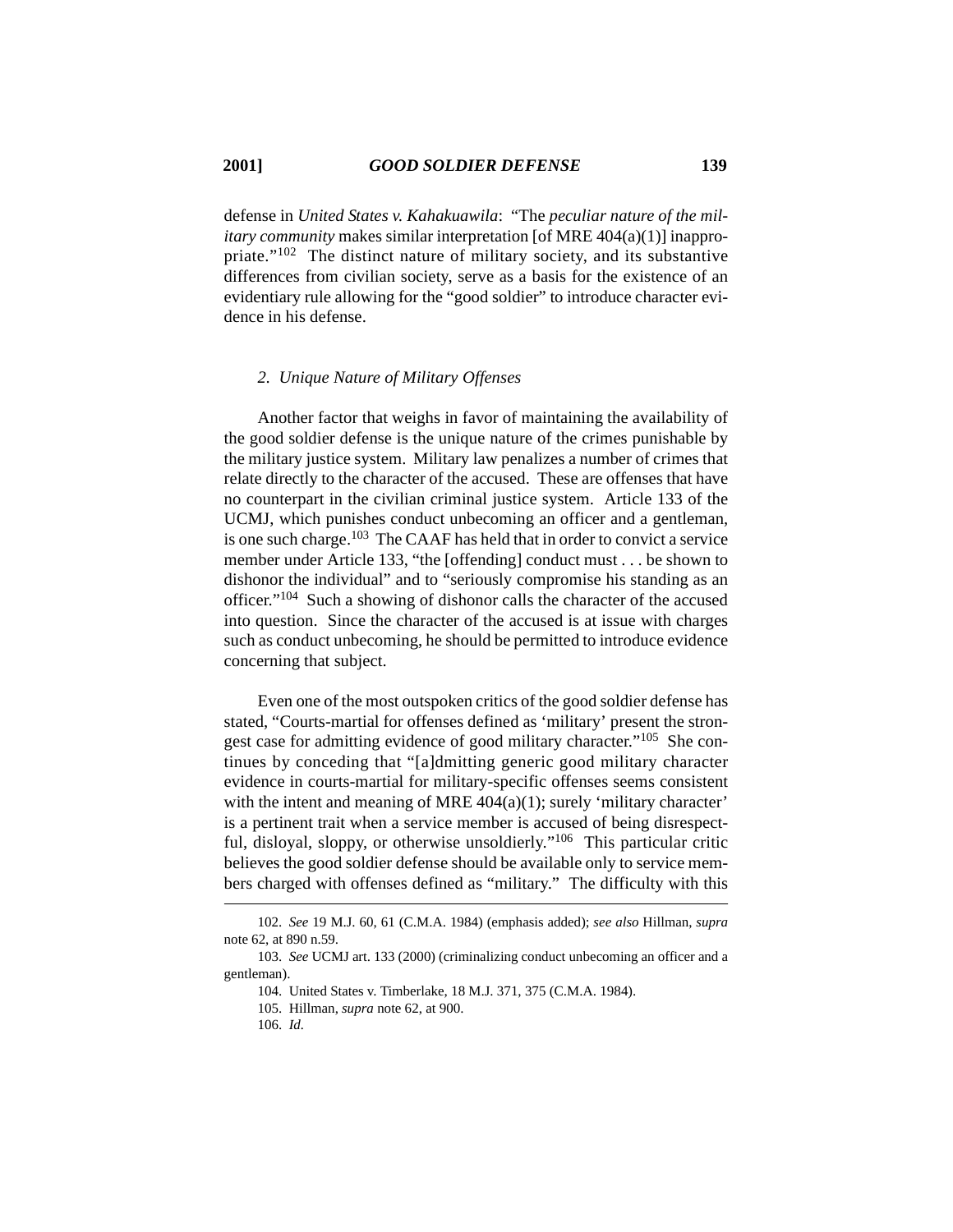defense in *United States v. Kahakuawila*: "The *peculiar nature of the military community* makes similar interpretation [of MRE 404(a)(1)] inappropriate."[102] The distinct nature of military society, and its substantive differences from civilian society, serve as a basis for the existence of an evidentiary rule allowing for the "good soldier" to introduce character evidence in his defense.

### 2. *Unique Nature of Military Offenses*

Another factor that weighs in favor of maintaining the availability of the good soldier defense is the unique nature of the crimes punishable by the military justice system. Military law penalizes a number of crimes that relate directly to the character of the accused. These are offenses that have no counterpart in the civilian criminal justice system. Article 133 of the UCMJ, which punishes conduct unbecoming an officer and a gentleman, is one such charge.[103] The CAAF has held that in order to convict a service member under Article 133, "the [offending] conduct must . . . be shown to dishonor the individual" and to "seriously compromise his standing as an officer."[104] Such a showing of dishonor calls the character of the accused into question. Since the character of the accused is at issue with charges such as conduct unbecoming, he should be permitted to introduce evidence concerning that subject.

Even one of the most outspoken critics of the good soldier defense has stated, "Courts-martial for offenses defined as 'military' present the strongest case for admitting evidence of good military character."[105] She continues by conceding that "[a]dmitting generic good military character evidence in courts-martial for military-specific offenses seems consistent with the intent and meaning of MRE 404(a)(1); surely 'military character' is a pertinent trait when a service member is accused of being disrespectful, disloyal, sloppy, or otherwise unsoldierly."[106] This particular critic believes the good soldier defense should be available only to service members charged with offenses defined as "military." The difficulty with this

---

102. *See* 19 M.J. 60, 61 (C.M.A. 1984) (emphasis added); *see also* Hillman, *supra* note 62, at 890 n.59.

103. *See* UCMJ art. 133 (2000) (criminalizing conduct unbecoming an officer and a gentleman).

104. United States v. Timberlake, 18 M.J. 371, 375 (C.M.A. 1984).

105. Hillman, *supra* note 62, at 900.

106. *Id.*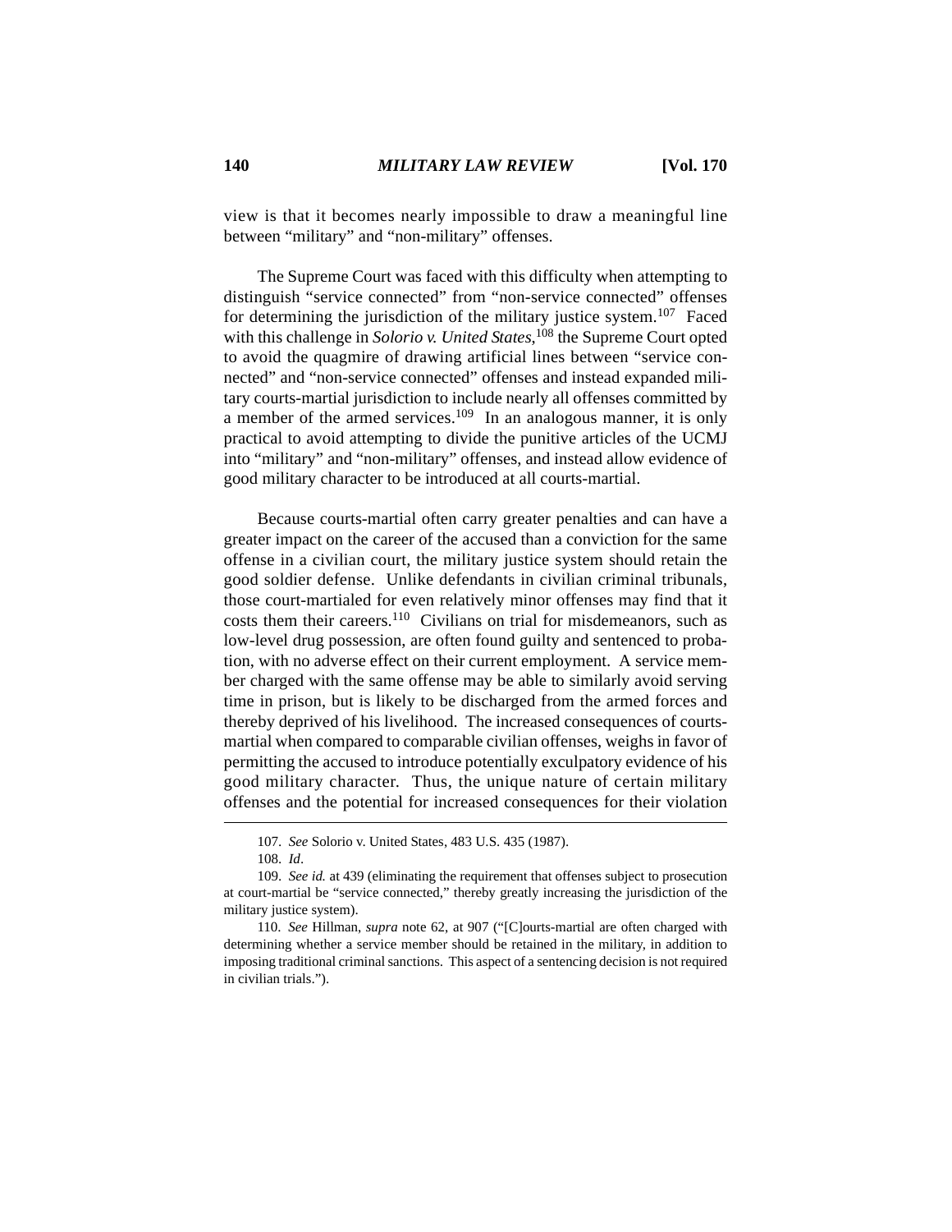view is that it becomes nearly impossible to draw a meaningful line between "military" and "non-military" offenses.

The Supreme Court was faced with this difficulty when attempting to distinguish "service connected" from "non-service connected" offenses for determining the jurisdiction of the military justice system.[107] Faced with this challenge in *Solorio v. United States*,[108] the Supreme Court opted to avoid the quagmire of drawing artificial lines between "service connected" and "non-service connected" offenses and instead expanded military courts-martial jurisdiction to include nearly all offenses committed by a member of the armed services.[109] In an analogous manner, it is only practical to avoid attempting to divide the punitive articles of the UCMJ into "military" and "non-military" offenses, and instead allow evidence of good military character to be introduced at all courts-martial.

Because courts-martial often carry greater penalties and can have a greater impact on the career of the accused than a conviction for the same offense in a civilian court, the military justice system should retain the good soldier defense. Unlike defendants in civilian criminal tribunals, those court-martialed for even relatively minor offenses may find that it costs them their careers.[110] Civilians on trial for misdemeanors, such as low-level drug possession, are often found guilty and sentenced to probation, with no adverse effect on their current employment. A service member charged with the same offense may be able to similarly avoid serving time in prison, but is likely to be discharged from the armed forces and thereby deprived of his livelihood. The increased consequences of courts-martial when compared to comparable civilian offenses, weighs in favor of permitting the accused to introduce potentially exculpatory evidence of his good military character. Thus, the unique nature of certain military offenses and the potential for increased consequences for their violation

---

107. *See* Solorio v. United States, 483 U.S. 435 (1987).

108. *Id*.

109. *See id.* at 439 (eliminating the requirement that offenses subject to prosecution at court-martial be "service connected," thereby greatly increasing the jurisdiction of the military justice system).

110. *See* Hillman, *supra* note 62, at 907 ("[C]ourts-martial are often charged with determining whether a service member should be retained in the military, in addition to imposing traditional criminal sanctions. This aspect of a sentencing decision is not required in civilian trials.").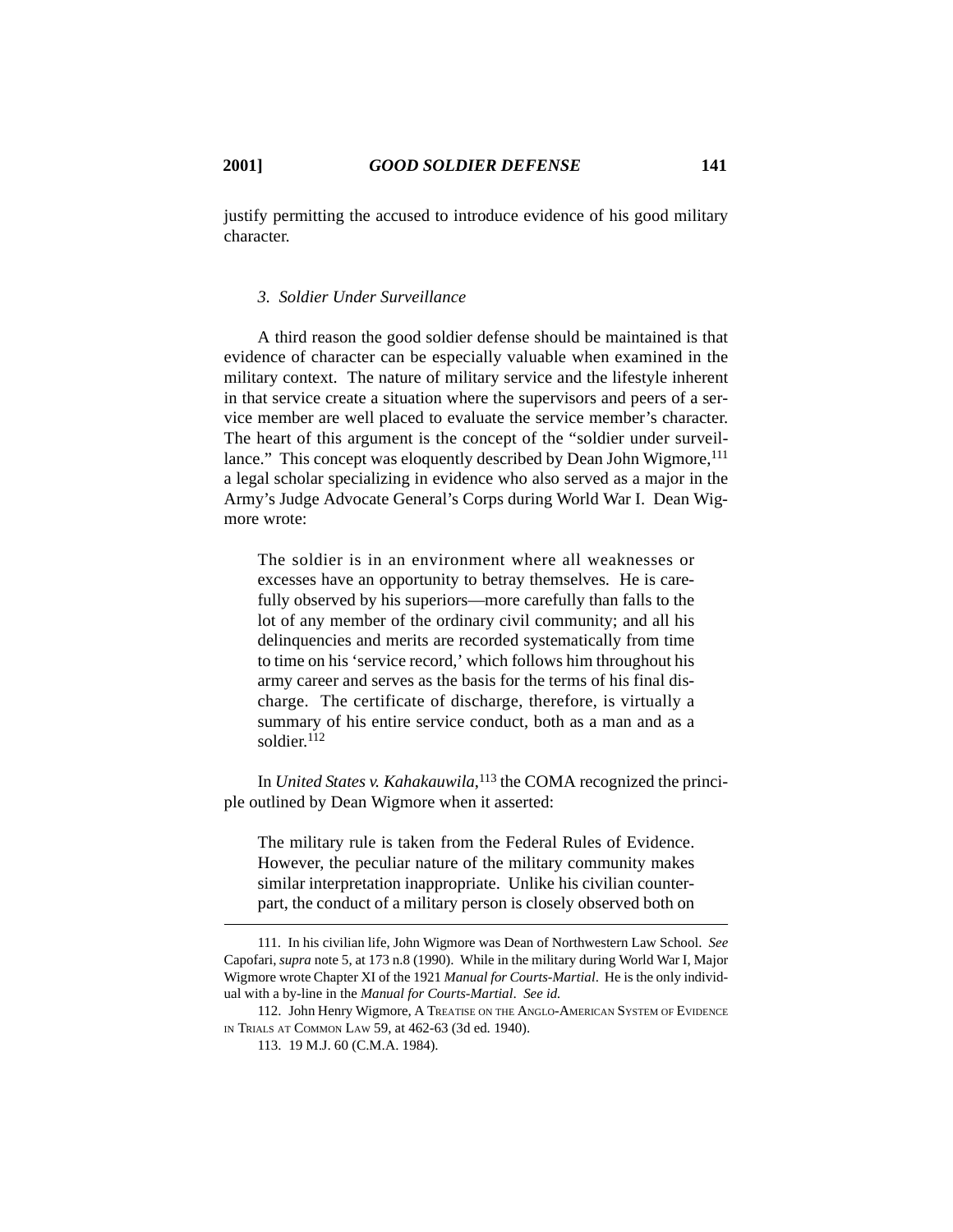justify permitting the accused to introduce evidence of his good military character.

### *3. Soldier Under Surveillance*

A third reason the good soldier defense should be maintained is that evidence of character can be especially valuable when examined in the military context. The nature of military service and the lifestyle inherent in that service create a situation where the supervisors and peers of a service member are well placed to evaluate the service member's character. The heart of this argument is the concept of the "soldier under surveillance." This concept was eloquently described by Dean John Wigmore,[111] a legal scholar specializing in evidence who also served as a major in the Army's Judge Advocate General's Corps during World War I. Dean Wigmore wrote:

> The soldier is in an environment where all weaknesses or excesses have an opportunity to betray themselves. He is carefully observed by his superiors—more carefully than falls to the lot of any member of the ordinary civil community; and all his delinquencies and merits are recorded systematically from time to time on his 'service record,' which follows him throughout his army career and serves as the basis for the terms of his final discharge. The certificate of discharge, therefore, is virtually a summary of his entire service conduct, both as a man and as a soldier.[112]

In *United States v. Kahakauwila*,[113] the COMA recognized the principle outlined by Dean Wigmore when it asserted:

> The military rule is taken from the Federal Rules of Evidence. However, the peculiar nature of the military community makes similar interpretation inappropriate. Unlike his civilian counterpart, the conduct of a military person is closely observed both on

---

111. In his civilian life, John Wigmore was Dean of Northwestern Law School. *See* Capofari, *supra* note 5, at 173 n.8 (1990). While in the military during World War I, Major Wigmore wrote Chapter XI of the 1921 *Manual for Courts-Martial*. He is the only individual with a by-line in the *Manual for Courts-Martial*. *See id.*

112. John Henry Wigmore, A Treatise on the Anglo-American System of Evidence in Trials at Common Law 59, at 462-63 (3d ed. 1940).

113. 19 M.J. 60 (C.M.A. 1984).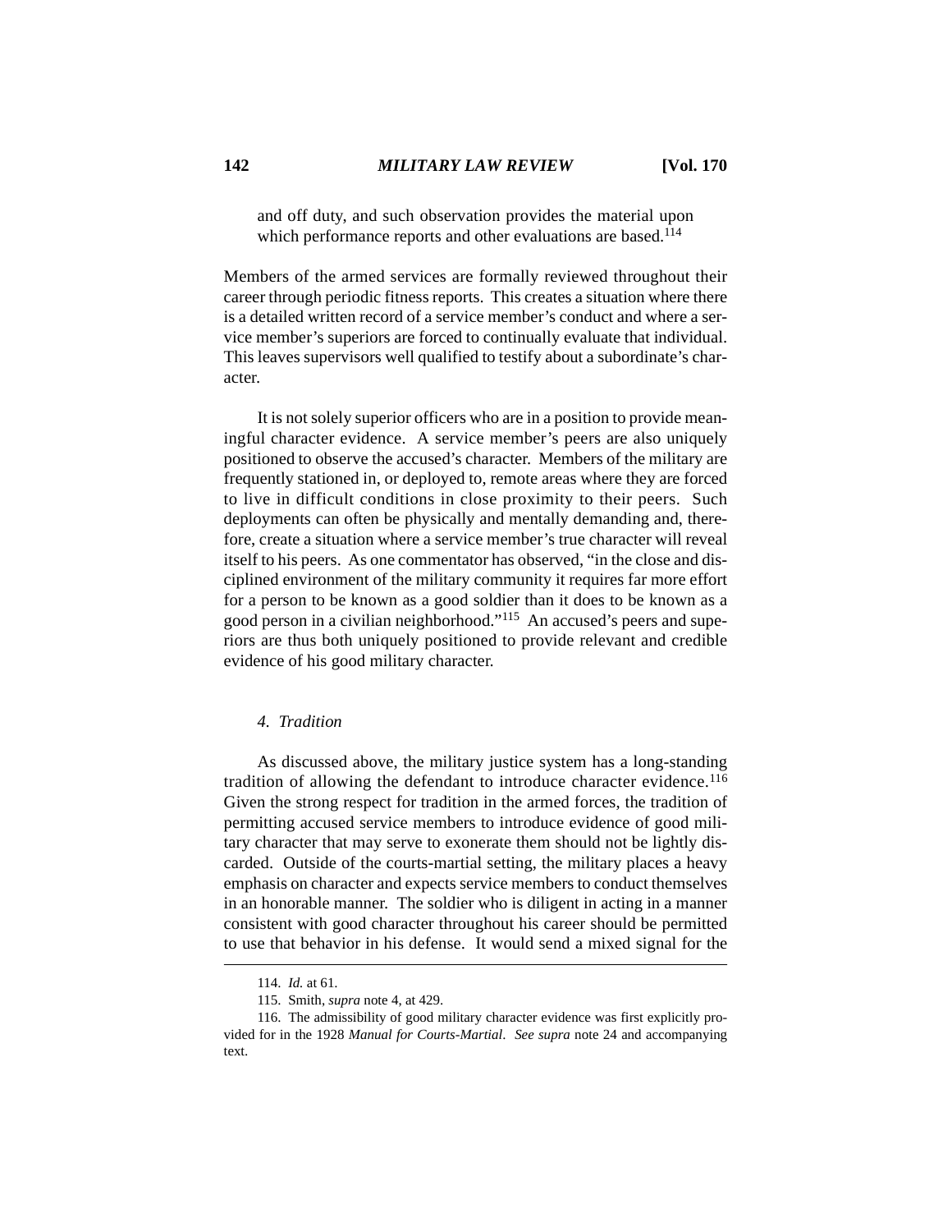and off duty, and such observation provides the material upon which performance reports and other evaluations are based.[114]

Members of the armed services are formally reviewed throughout their career through periodic fitness reports. This creates a situation where there is a detailed written record of a service member's conduct and where a service member's superiors are forced to continually evaluate that individual. This leaves supervisors well qualified to testify about a subordinate's character.

It is not solely superior officers who are in a position to provide meaningful character evidence. A service member's peers are also uniquely positioned to observe the accused's character. Members of the military are frequently stationed in, or deployed to, remote areas where they are forced to live in difficult conditions in close proximity to their peers. Such deployments can often be physically and mentally demanding and, therefore, create a situation where a service member's true character will reveal itself to his peers. As one commentator has observed, "in the close and disciplined environment of the military community it requires far more effort for a person to be known as a good soldier than it does to be known as a good person in a civilian neighborhood."[115] An accused's peers and superiors are thus both uniquely positioned to provide relevant and credible evidence of his good military character.

#### 4. *Tradition*

As discussed above, the military justice system has a long-standing tradition of allowing the defendant to introduce character evidence.[116] Given the strong respect for tradition in the armed forces, the tradition of permitting accused service members to introduce evidence of good military character that may serve to exonerate them should not be lightly discarded. Outside of the courts-martial setting, the military places a heavy emphasis on character and expects service members to conduct themselves in an honorable manner. The soldier who is diligent in acting in a manner consistent with good character throughout his career should be permitted to use that behavior in his defense. It would send a mixed signal for the

---

114. *Id.* at 61.

115. Smith, *supra* note 4, at 429.

116. The admissibility of good military character evidence was first explicitly provided for in the 1928 *Manual for Courts-Martial*. *See supra* note 24 and accompanying text.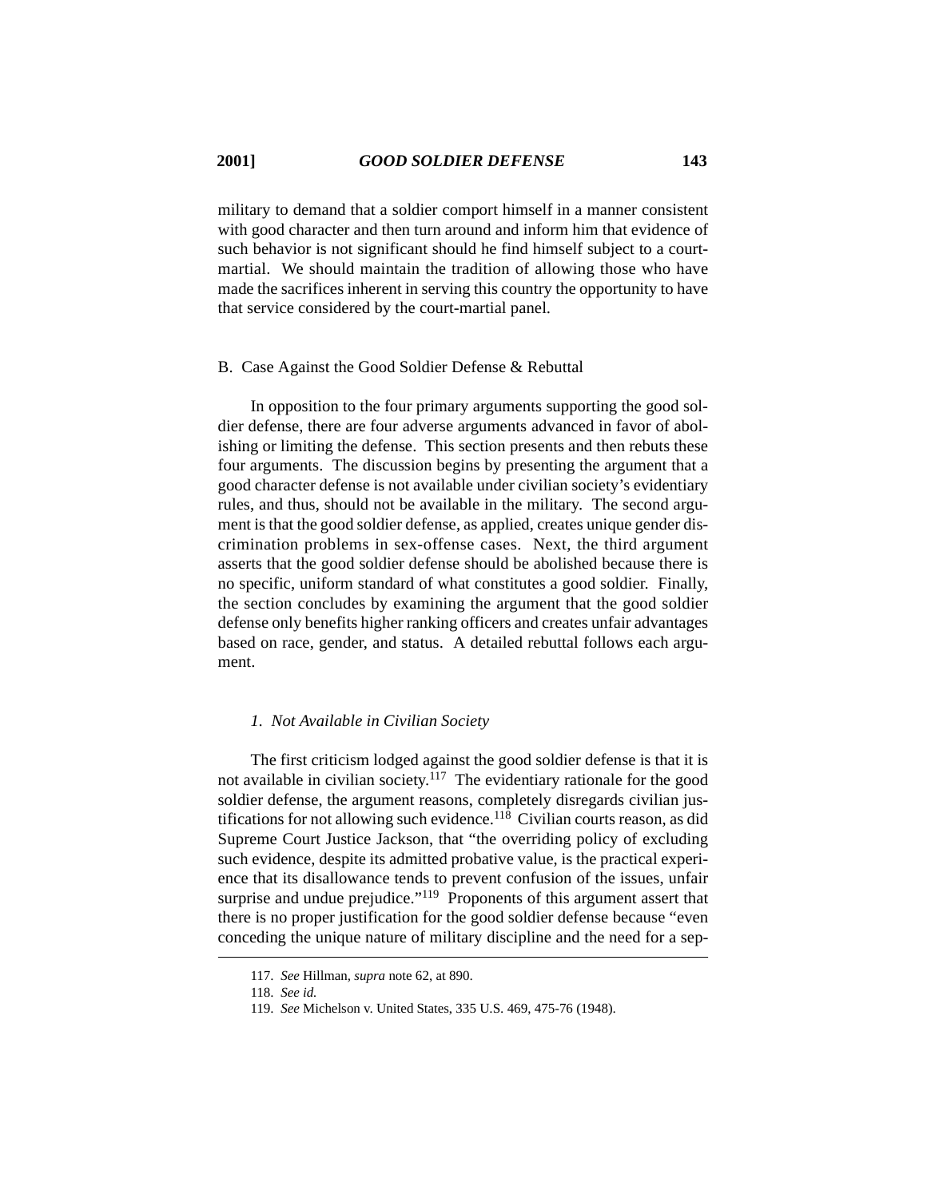military to demand that a soldier comport himself in a manner consistent with good character and then turn around and inform him that evidence of such behavior is not significant should he find himself subject to a court-martial. We should maintain the tradition of allowing those who have made the sacrifices inherent in serving this country the opportunity to have that service considered by the court-martial panel.

### B. Case Against the Good Soldier Defense & Rebuttal

In opposition to the four primary arguments supporting the good soldier defense, there are four adverse arguments advanced in favor of abolishing or limiting the defense. This section presents and then rebuts these four arguments. The discussion begins by presenting the argument that a good character defense is not available under civilian society's evidentiary rules, and thus, should not be available in the military. The second argument is that the good soldier defense, as applied, creates unique gender discrimination problems in sex-offense cases. Next, the third argument asserts that the good soldier defense should be abolished because there is no specific, uniform standard of what constitutes a good soldier. Finally, the section concludes by examining the argument that the good soldier defense only benefits higher ranking officers and creates unfair advantages based on race, gender, and status. A detailed rebuttal follows each argument.

#### *1. Not Available in Civilian Society*

The first criticism lodged against the good soldier defense is that it is not available in civilian society.[117] The evidentiary rationale for the good soldier defense, the argument reasons, completely disregards civilian justifications for not allowing such evidence.[118] Civilian courts reason, as did Supreme Court Justice Jackson, that "the overriding policy of excluding such evidence, despite its admitted probative value, is the practical experience that its disallowance tends to prevent confusion of the issues, unfair surprise and undue prejudice."[119] Proponents of this argument assert that there is no proper justification for the good soldier defense because "even conceding the unique nature of military discipline and the need for a sep-

---

117. *See* Hillman, *supra* note 62, at 890.

118. *See id.*

119. *See* Michelson v. United States, 335 U.S. 469, 475-76 (1948).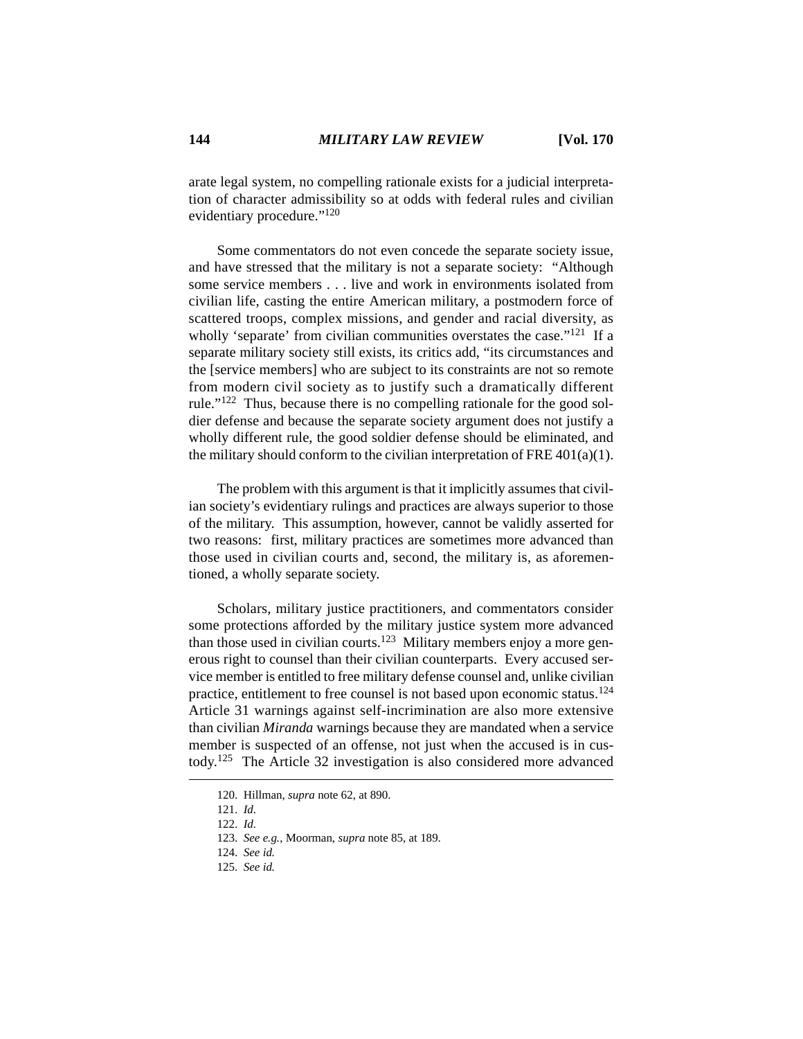arate legal system, no compelling rationale exists for a judicial interpretation of character admissibility so at odds with federal rules and civilian evidentiary procedure."[120]

Some commentators do not even concede the separate society issue, and have stressed that the military is not a separate society: "Although some service members . . . live and work in environments isolated from civilian life, casting the entire American military, a postmodern force of scattered troops, complex missions, and gender and racial diversity, as wholly 'separate' from civilian communities overstates the case."[121] If a separate military society still exists, its critics add, "its circumstances and the [service members] who are subject to its constraints are not so remote from modern civil society as to justify such a dramatically different rule."[122] Thus, because there is no compelling rationale for the good soldier defense and because the separate society argument does not justify a wholly different rule, the good soldier defense should be eliminated, and the military should conform to the civilian interpretation of FRE 401(a)(1).

The problem with this argument is that it implicitly assumes that civilian society's evidentiary rulings and practices are always superior to those of the military. This assumption, however, cannot be validly asserted for two reasons: first, military practices are sometimes more advanced than those used in civilian courts and, second, the military is, as aforementioned, a wholly separate society.

Scholars, military justice practitioners, and commentators consider some protections afforded by the military justice system more advanced than those used in civilian courts.[123] Military members enjoy a more generous right to counsel than their civilian counterparts. Every accused service member is entitled to free military defense counsel and, unlike civilian practice, entitlement to free counsel is not based upon economic status.[124] Article 31 warnings against self-incrimination are also more extensive than civilian *Miranda* warnings because they are mandated when a service member is suspected of an offense, not just when the accused is in custody.[125] The Article 32 investigation is also considered more advanced

---

120. Hillman, *supra* note 62, at 890.

121. *Id.*

122. *Id.*

123. *See e.g.*, Moorman, *supra* note 85, at 189.

124. *See id.*

125. *See id.*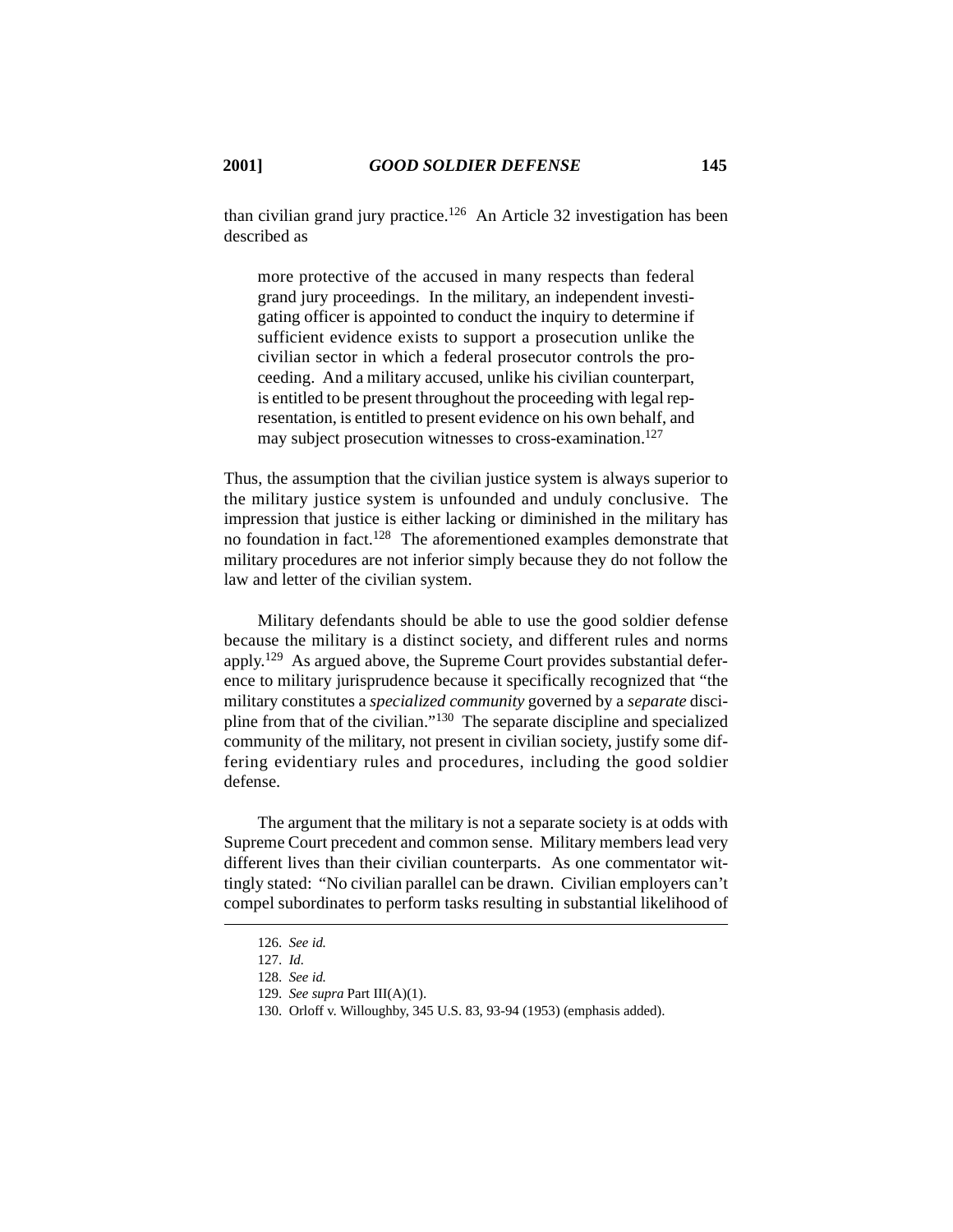than civilian grand jury practice.[126] An Article 32 investigation has been described as

> more protective of the accused in many respects than federal grand jury proceedings. In the military, an independent investigating officer is appointed to conduct the inquiry to determine if sufficient evidence exists to support a prosecution unlike the civilian sector in which a federal prosecutor controls the proceeding. And a military accused, unlike his civilian counterpart, is entitled to be present throughout the proceeding with legal representation, is entitled to present evidence on his own behalf, and may subject prosecution witnesses to cross-examination.[127]

Thus, the assumption that the civilian justice system is always superior to the military justice system is unfounded and unduly conclusive. The impression that justice is either lacking or diminished in the military has no foundation in fact.[128] The aforementioned examples demonstrate that military procedures are not inferior simply because they do not follow the law and letter of the civilian system.

Military defendants should be able to use the good soldier defense because the military is a distinct society, and different rules and norms apply.[129] As argued above, the Supreme Court provides substantial deference to military jurisprudence because it specifically recognized that "the military constitutes a *specialized community* governed by a *separate* discipline from that of the civilian."[130] The separate discipline and specialized community of the military, not present in civilian society, justify some differing evidentiary rules and procedures, including the good soldier defense.

The argument that the military is not a separate society is at odds with Supreme Court precedent and common sense. Military members lead very different lives than their civilian counterparts. As one commentator wittingly stated: "No civilian parallel can be drawn. Civilian employers can't compel subordinates to perform tasks resulting in substantial likelihood of

---

126. *See id.*

127. *Id.*

128. *See id.*

129. *See supra* Part III(A)(1).

130. Orloff v. Willoughby, 345 U.S. 83, 93-94 (1953) (emphasis added).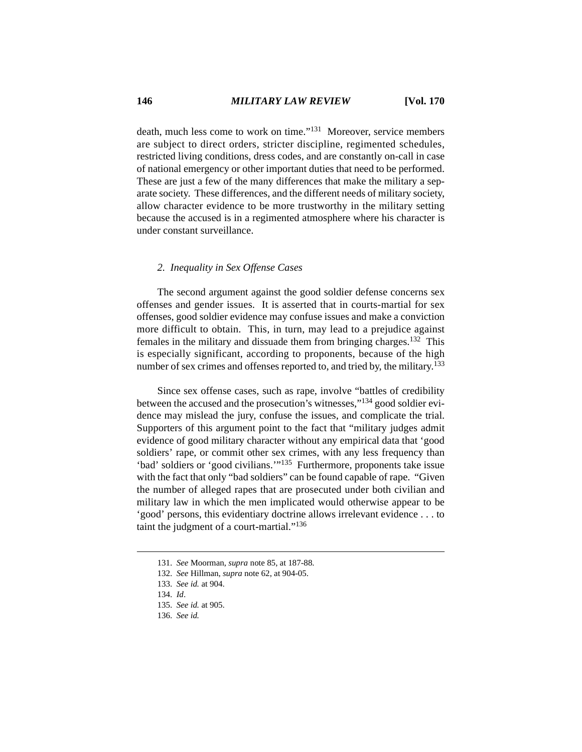death, much less come to work on time."[131] Moreover, service members are subject to direct orders, stricter discipline, regimented schedules, restricted living conditions, dress codes, and are constantly on-call in case of national emergency or other important duties that need to be performed. These are just a few of the many differences that make the military a separate society. These differences, and the different needs of military society, allow character evidence to be more trustworthy in the military setting because the accused is in a regimented atmosphere where his character is under constant surveillance.

### *2. Inequality in Sex Offense Cases*

The second argument against the good soldier defense concerns sex offenses and gender issues. It is asserted that in courts-martial for sex offenses, good soldier evidence may confuse issues and make a conviction more difficult to obtain. This, in turn, may lead to a prejudice against females in the military and dissuade them from bringing charges.[132] This is especially significant, according to proponents, because of the high number of sex crimes and offenses reported to, and tried by, the military.[133]

Since sex offense cases, such as rape, involve "battles of credibility between the accused and the prosecution's witnesses,"[134] good soldier evidence may mislead the jury, confuse the issues, and complicate the trial. Supporters of this argument point to the fact that "military judges admit evidence of good military character without any empirical data that 'good soldiers' rape, or commit other sex crimes, with any less frequency than 'bad' soldiers or 'good civilians.'"[135] Furthermore, proponents take issue with the fact that only "bad soldiers" can be found capable of rape. "Given the number of alleged rapes that are prosecuted under both civilian and military law in which the men implicated would otherwise appear to be 'good' persons, this evidentiary doctrine allows irrelevant evidence . . . to taint the judgment of a court-martial."[136]

---

131. *See* Moorman, *supra* note 85, at 187-88.
132. *See* Hillman, *supra* note 62, at 904-05.
133. *See id.* at 904.
134. *Id*.
135. *See id.* at 905.
136. *See id.*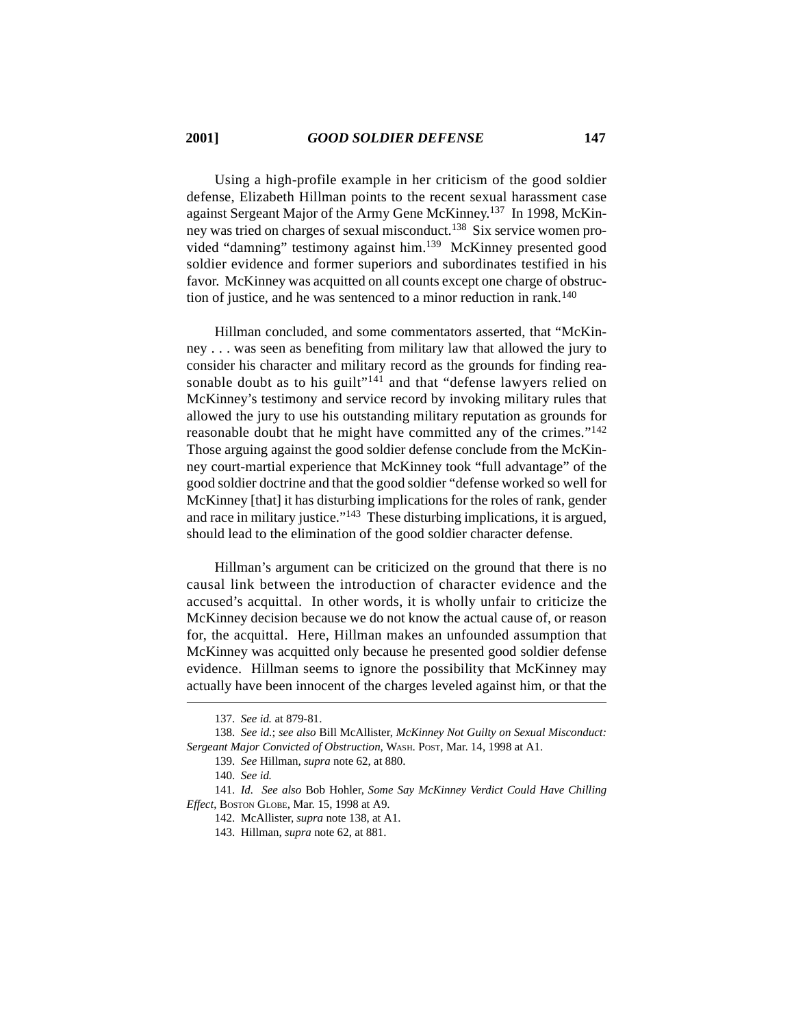Using a high-profile example in her criticism of the good soldier defense, Elizabeth Hillman points to the recent sexual harassment case against Sergeant Major of the Army Gene McKinney.[137] In 1998, McKinney was tried on charges of sexual misconduct.[138] Six service women provided "damning" testimony against him.[139] McKinney presented good soldier evidence and former superiors and subordinates testified in his favor. McKinney was acquitted on all counts except one charge of obstruction of justice, and he was sentenced to a minor reduction in rank.[140]

Hillman concluded, and some commentators asserted, that "McKinney . . . was seen as benefiting from military law that allowed the jury to consider his character and military record as the grounds for finding reasonable doubt as to his guilt"[141] and that "defense lawyers relied on McKinney's testimony and service record by invoking military rules that allowed the jury to use his outstanding military reputation as grounds for reasonable doubt that he might have committed any of the crimes."[142] Those arguing against the good soldier defense conclude from the McKinney court-martial experience that McKinney took "full advantage" of the good soldier doctrine and that the good soldier "defense worked so well for McKinney [that] it has disturbing implications for the roles of rank, gender and race in military justice."[143] These disturbing implications, it is argued, should lead to the elimination of the good soldier character defense.

Hillman's argument can be criticized on the ground that there is no causal link between the introduction of character evidence and the accused's acquittal. In other words, it is wholly unfair to criticize the McKinney decision because we do not know the actual cause of, or reason for, the acquittal. Here, Hillman makes an unfounded assumption that McKinney was acquitted only because he presented good soldier defense evidence. Hillman seems to ignore the possibility that McKinney may actually have been innocent of the charges leveled against him, or that the

---

137. *See id.* at 879-81.

138. *See id.*; *see also* Bill McAllister, *McKinney Not Guilty on Sexual Misconduct: Sergeant Major Convicted of Obstruction*, WASH. POST, Mar. 14, 1998 at A1.

139. *See* Hillman, *supra* note 62, at 880.

140. *See id.*

141. *Id. See also* Bob Hohler, *Some Say McKinney Verdict Could Have Chilling Effect*, BOSTON GLOBE, Mar. 15, 1998 at A9.

142. McAllister, *supra* note 138, at A1.

143. Hillman, *supra* note 62, at 881.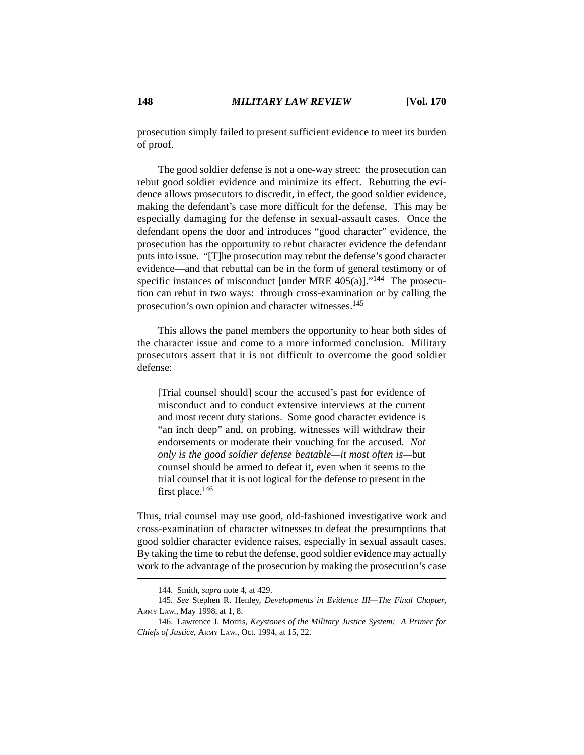prosecution simply failed to present sufficient evidence to meet its burden of proof.

The good soldier defense is not a one-way street: the prosecution can rebut good soldier evidence and minimize its effect. Rebutting the evidence allows prosecutors to discredit, in effect, the good soldier evidence, making the defendant's case more difficult for the defense. This may be especially damaging for the defense in sexual-assault cases. Once the defendant opens the door and introduces "good character" evidence, the prosecution has the opportunity to rebut character evidence the defendant puts into issue. "[T]he prosecution may rebut the defense's good character evidence—and that rebuttal can be in the form of general testimony or of specific instances of misconduct [under MRE 405(a)]."[144] The prosecution can rebut in two ways: through cross-examination or by calling the prosecution's own opinion and character witnesses.[145]

This allows the panel members the opportunity to hear both sides of the character issue and come to a more informed conclusion. Military prosecutors assert that it is not difficult to overcome the good soldier defense:

> [Trial counsel should] scour the accused's past for evidence of misconduct and to conduct extensive interviews at the current and most recent duty stations. Some good character evidence is "an inch deep" and, on probing, witnesses will withdraw their endorsements or moderate their vouching for the accused. *Not only is the good soldier defense beatable—it most often is*—but counsel should be armed to defeat it, even when it seems to the trial counsel that it is not logical for the defense to present in the first place.[146]

Thus, trial counsel may use good, old-fashioned investigative work and cross-examination of character witnesses to defeat the presumptions that good soldier character evidence raises, especially in sexual assault cases. By taking the time to rebut the defense, good soldier evidence may actually work to the advantage of the prosecution by making the prosecution's case

---

144. Smith, *supra* note 4, at 429.

145. *See* Stephen R. Henley, *Developments in Evidence III—The Final Chapter*, ARMY LAW., May 1998, at 1, 8.

146. Lawrence J. Morris, *Keystones of the Military Justice System: A Primer for Chiefs of Justice*, ARMY LAW., Oct. 1994, at 15, 22.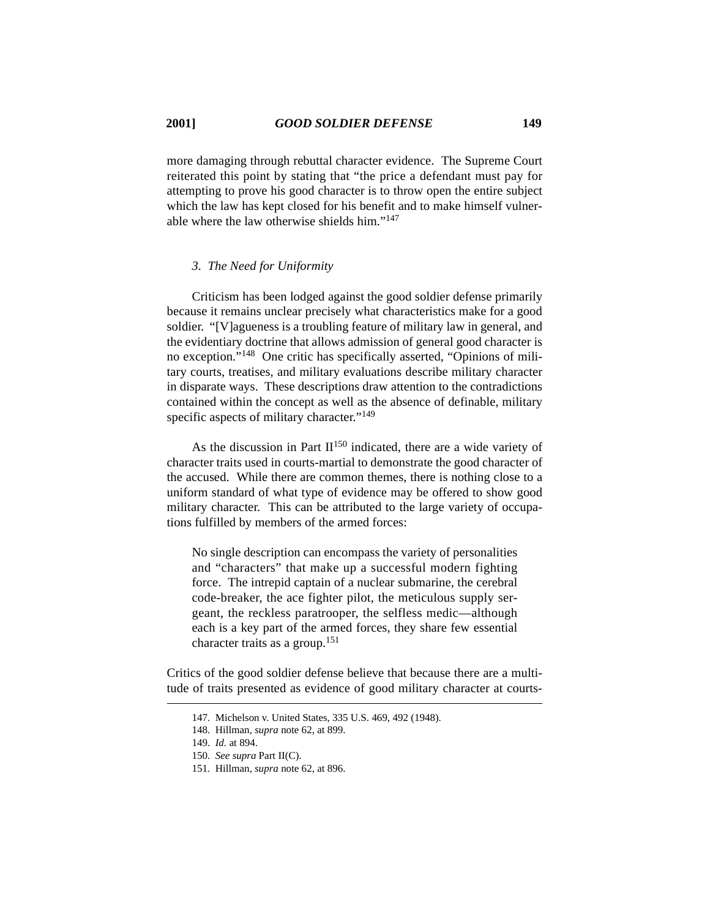more damaging through rebuttal character evidence. The Supreme Court reiterated this point by stating that "the price a defendant must pay for attempting to prove his good character is to throw open the entire subject which the law has kept closed for his benefit and to make himself vulnerable where the law otherwise shields him."[147]

### *3. The Need for Uniformity*

Criticism has been lodged against the good soldier defense primarily because it remains unclear precisely what characteristics make for a good soldier. "[V]agueness is a troubling feature of military law in general, and the evidentiary doctrine that allows admission of general good character is no exception."[148] One critic has specifically asserted, "Opinions of military courts, treatises, and military evaluations describe military character in disparate ways. These descriptions draw attention to the contradictions contained within the concept as well as the absence of definable, military specific aspects of military character."[149]

As the discussion in Part II[150] indicated, there are a wide variety of character traits used in courts-martial to demonstrate the good character of the accused. While there are common themes, there is nothing close to a uniform standard of what type of evidence may be offered to show good military character. This can be attributed to the large variety of occupations fulfilled by members of the armed forces:

> No single description can encompass the variety of personalities and "characters" that make up a successful modern fighting force. The intrepid captain of a nuclear submarine, the cerebral code-breaker, the ace fighter pilot, the meticulous supply sergeant, the reckless paratrooper, the selfless medic—although each is a key part of the armed forces, they share few essential character traits as a group.[151]

Critics of the good soldier defense believe that because there are a multitude of traits presented as evidence of good military character at courts-

---

147. Michelson v. United States, 335 U.S. 469, 492 (1948).

148. Hillman, *supra* note 62, at 899.

149. *Id.* at 894.

150. *See supra* Part II(C).

151. Hillman, *supra* note 62, at 896.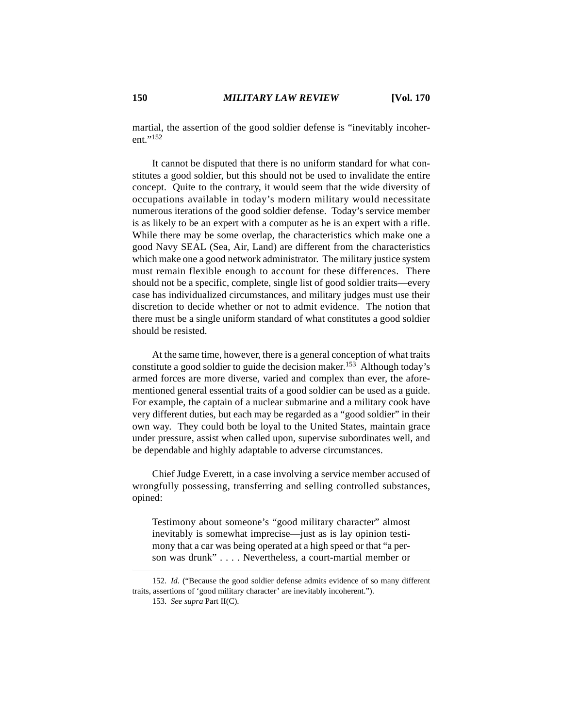martial, the assertion of the good soldier defense is "inevitably incoherent."[152]

It cannot be disputed that there is no uniform standard for what constitutes a good soldier, but this should not be used to invalidate the entire concept. Quite to the contrary, it would seem that the wide diversity of occupations available in today's modern military would necessitate numerous iterations of the good soldier defense. Today's service member is as likely to be an expert with a computer as he is an expert with a rifle. While there may be some overlap, the characteristics which make one a good Navy SEAL (Sea, Air, Land) are different from the characteristics which make one a good network administrator. The military justice system must remain flexible enough to account for these differences. There should not be a specific, complete, single list of good soldier traits—every case has individualized circumstances, and military judges must use their discretion to decide whether or not to admit evidence. The notion that there must be a single uniform standard of what constitutes a good soldier should be resisted.

At the same time, however, there is a general conception of what traits constitute a good soldier to guide the decision maker.[153] Although today's armed forces are more diverse, varied and complex than ever, the aforementioned general essential traits of a good soldier can be used as a guide. For example, the captain of a nuclear submarine and a military cook have very different duties, but each may be regarded as a "good soldier" in their own way. They could both be loyal to the United States, maintain grace under pressure, assist when called upon, supervise subordinates well, and be dependable and highly adaptable to adverse circumstances.

Chief Judge Everett, in a case involving a service member accused of wrongfully possessing, transferring and selling controlled substances, opined:

> Testimony about someone's "good military character" almost inevitably is somewhat imprecise—just as is lay opinion testimony that a car was being operated at a high speed or that "a person was drunk" . . . . Nevertheless, a court-martial member or

---

152. *Id.* ("Because the good soldier defense admits evidence of so many different traits, assertions of 'good military character' are inevitably incoherent.").

153. *See supra* Part II(C).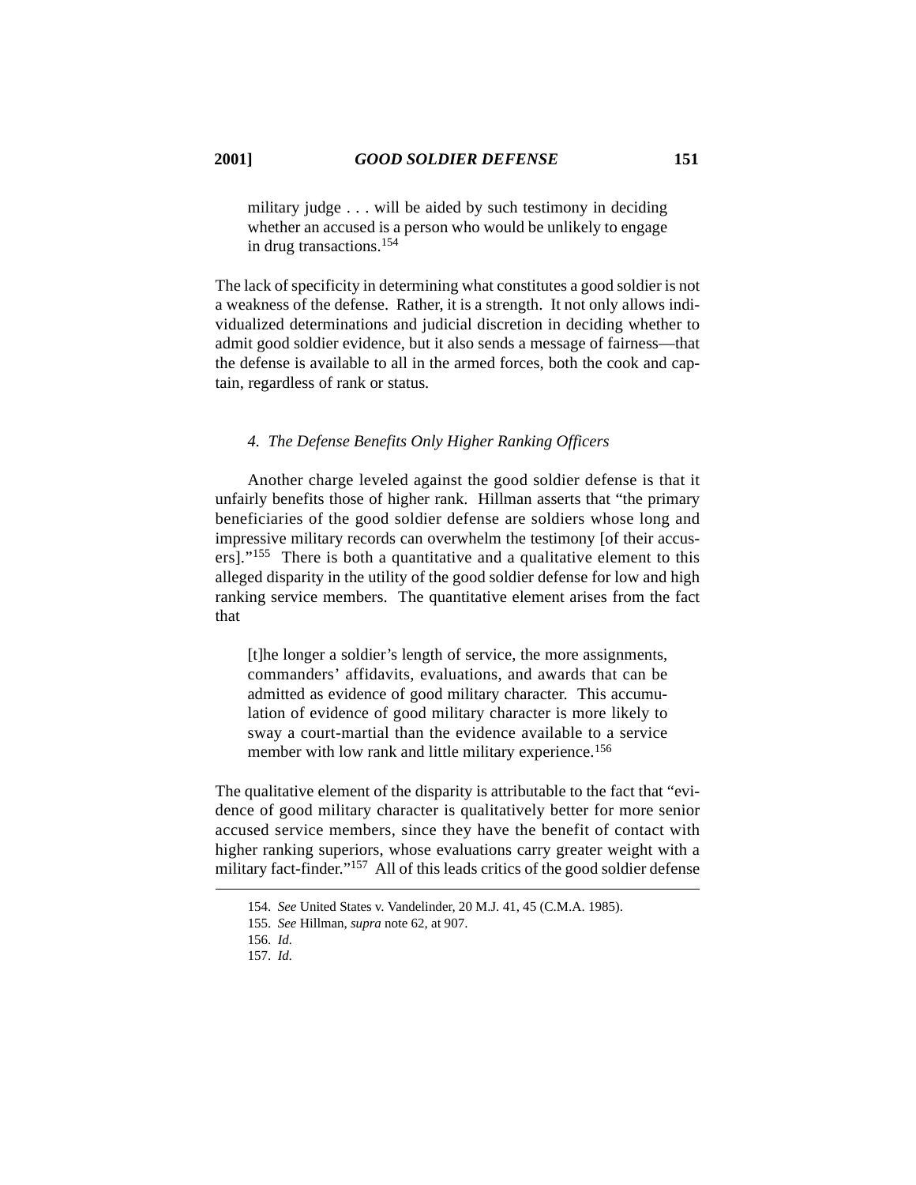> military judge . . . will be aided by such testimony in deciding whether an accused is a person who would be unlikely to engage in drug transactions.[154]

The lack of specificity in determining what constitutes a good soldier is not a weakness of the defense. Rather, it is a strength. It not only allows individualized determinations and judicial discretion in deciding whether to admit good soldier evidence, but it also sends a message of fairness—that the defense is available to all in the armed forces, both the cook and captain, regardless of rank or status.

#### *4. The Defense Benefits Only Higher Ranking Officers*

Another charge leveled against the good soldier defense is that it unfairly benefits those of higher rank. Hillman asserts that "the primary beneficiaries of the good soldier defense are soldiers whose long and impressive military records can overwhelm the testimony [of their accusers]."[155] There is both a quantitative and a qualitative element to this alleged disparity in the utility of the good soldier defense for low and high ranking service members. The quantitative element arises from the fact that

> [t]he longer a soldier's length of service, the more assignments, commanders' affidavits, evaluations, and awards that can be admitted as evidence of good military character. This accumulation of evidence of good military character is more likely to sway a court-martial than the evidence available to a service member with low rank and little military experience.[156]

The qualitative element of the disparity is attributable to the fact that "evidence of good military character is qualitatively better for more senior accused service members, since they have the benefit of contact with higher ranking superiors, whose evaluations carry greater weight with a military fact-finder."[157] All of this leads critics of the good soldier defense

---

154. *See* United States v. Vandelinder, 20 M.J. 41, 45 (C.M.A. 1985).

155. *See* Hillman, *supra* note 62, at 907.

156. *Id.*

157. *Id.*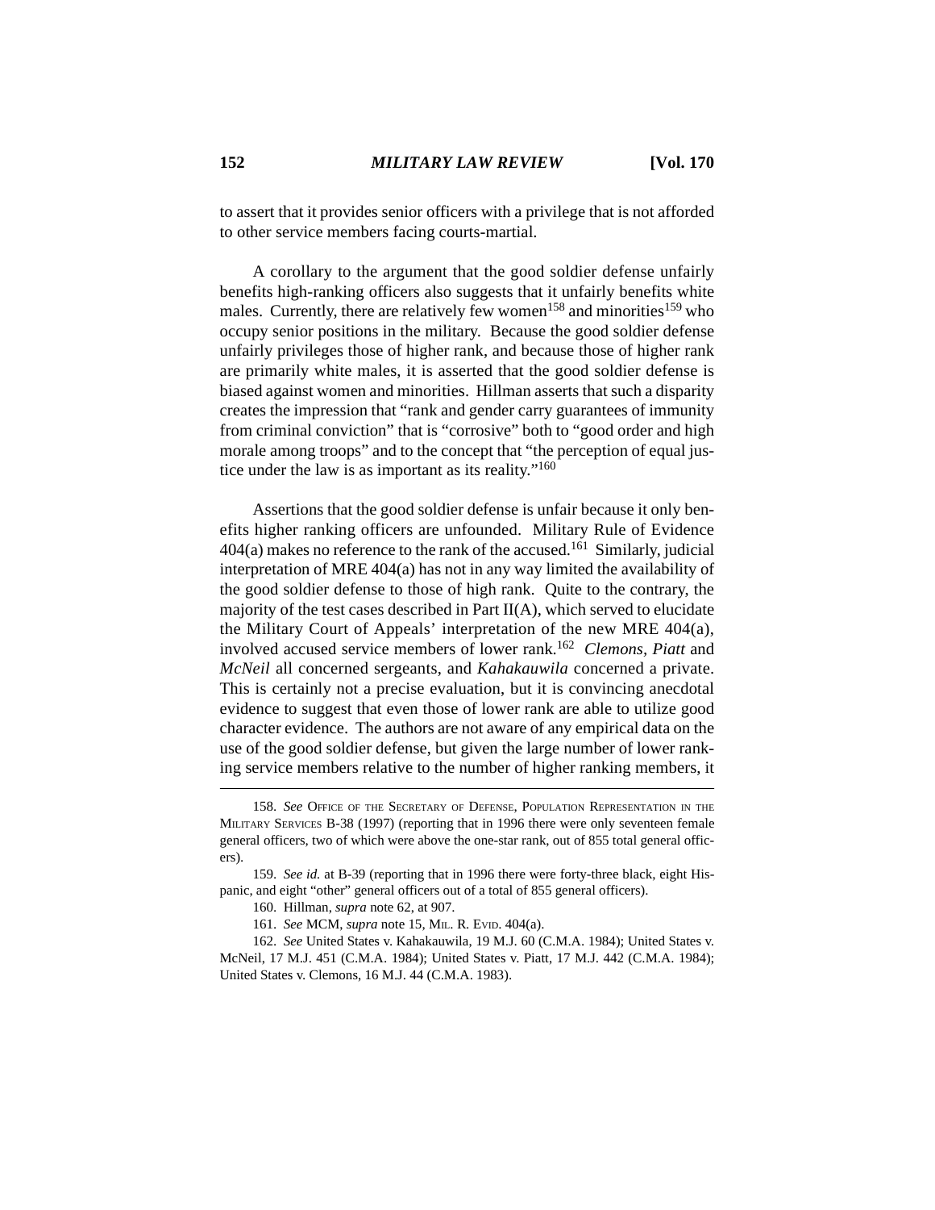to assert that it provides senior officers with a privilege that is not afforded to other service members facing courts-martial.

A corollary to the argument that the good soldier defense unfairly benefits high-ranking officers also suggests that it unfairly benefits white males. Currently, there are relatively few women[158] and minorities[159] who occupy senior positions in the military. Because the good soldier defense unfairly privileges those of higher rank, and because those of higher rank are primarily white males, it is asserted that the good soldier defense is biased against women and minorities. Hillman asserts that such a disparity creates the impression that "rank and gender carry guarantees of immunity from criminal conviction" that is "corrosive" both to "good order and high morale among troops" and to the concept that "the perception of equal justice under the law is as important as its reality."[160]

Assertions that the good soldier defense is unfair because it only benefits higher ranking officers are unfounded. Military Rule of Evidence 404(a) makes no reference to the rank of the accused.[161] Similarly, judicial interpretation of MRE 404(a) has not in any way limited the availability of the good soldier defense to those of high rank. Quite to the contrary, the majority of the test cases described in Part II(A), which served to elucidate the Military Court of Appeals' interpretation of the new MRE 404(a), involved accused service members of lower rank.[162] *Clemons*, *Piatt* and *McNeil* all concerned sergeants, and *Kahakauwila* concerned a private. This is certainly not a precise evaluation, but it is convincing anecdotal evidence to suggest that even those of lower rank are able to utilize good character evidence. The authors are not aware of any empirical data on the use of the good soldier defense, but given the large number of lower ranking service members relative to the number of higher ranking members, it

---

158. *See* OFFICE OF THE SECRETARY OF DEFENSE, POPULATION REPRESENTATION IN THE MILITARY SERVICES B-38 (1997) (reporting that in 1996 there were only seventeen female general officers, two of which were above the one-star rank, out of 855 total general officers).

159. *See id.* at B-39 (reporting that in 1996 there were forty-three black, eight Hispanic, and eight "other" general officers out of a total of 855 general officers).

160. Hillman, *supra* note 62, at 907.

161. *See* MCM, *supra* note 15, MIL. R. EVID. 404(a).

162. *See* United States v. Kahakauwila, 19 M.J. 60 (C.M.A. 1984); United States v. McNeil, 17 M.J. 451 (C.M.A. 1984); United States v. Piatt, 17 M.J. 442 (C.M.A. 1984); United States v. Clemons, 16 M.J. 44 (C.M.A. 1983).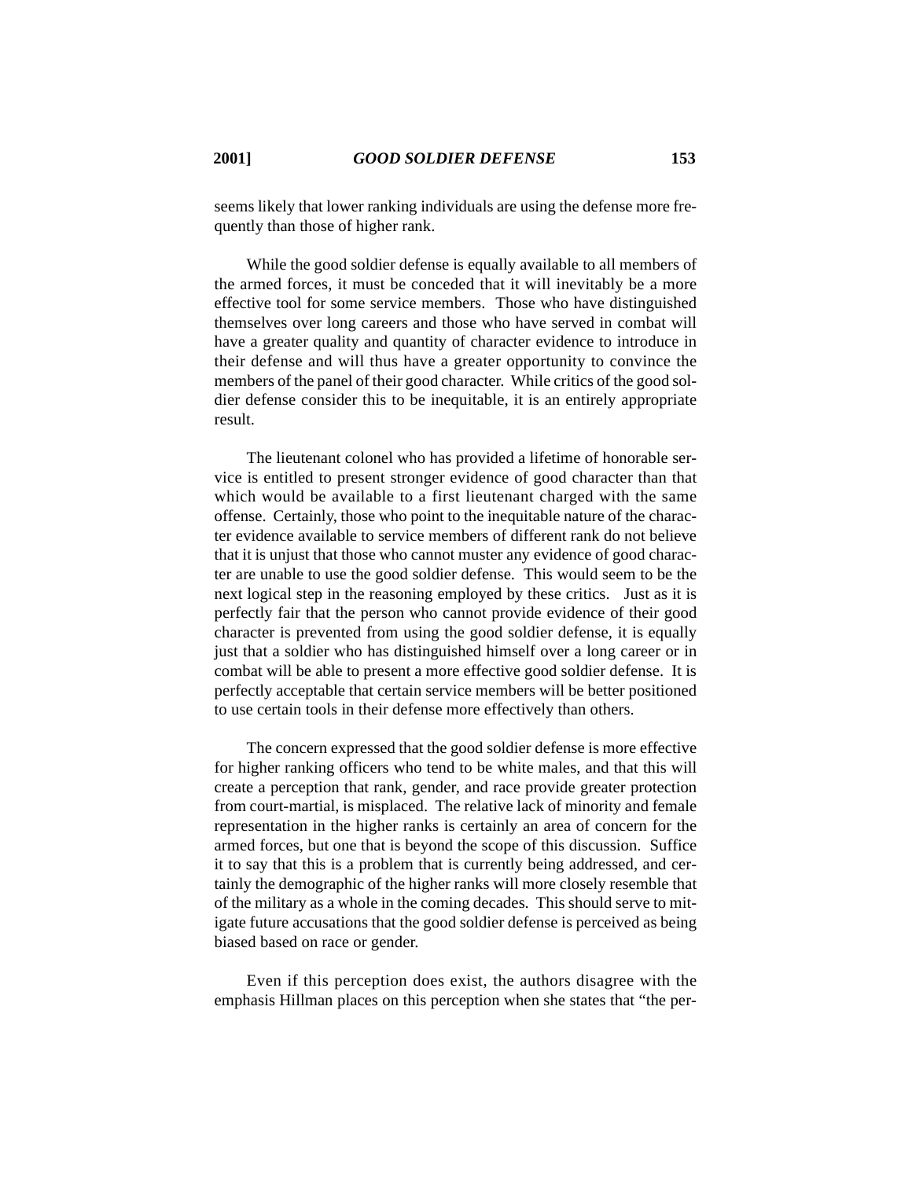seems likely that lower ranking individuals are using the defense more frequently than those of higher rank.

While the good soldier defense is equally available to all members of the armed forces, it must be conceded that it will inevitably be a more effective tool for some service members. Those who have distinguished themselves over long careers and those who have served in combat will have a greater quality and quantity of character evidence to introduce in their defense and will thus have a greater opportunity to convince the members of the panel of their good character. While critics of the good soldier defense consider this to be inequitable, it is an entirely appropriate result.

The lieutenant colonel who has provided a lifetime of honorable service is entitled to present stronger evidence of good character than that which would be available to a first lieutenant charged with the same offense. Certainly, those who point to the inequitable nature of the character evidence available to service members of different rank do not believe that it is unjust that those who cannot muster any evidence of good character are unable to use the good soldier defense. This would seem to be the next logical step in the reasoning employed by these critics. Just as it is perfectly fair that the person who cannot provide evidence of their good character is prevented from using the good soldier defense, it is equally just that a soldier who has distinguished himself over a long career or in combat will be able to present a more effective good soldier defense. It is perfectly acceptable that certain service members will be better positioned to use certain tools in their defense more effectively than others.

The concern expressed that the good soldier defense is more effective for higher ranking officers who tend to be white males, and that this will create a perception that rank, gender, and race provide greater protection from court-martial, is misplaced. The relative lack of minority and female representation in the higher ranks is certainly an area of concern for the armed forces, but one that is beyond the scope of this discussion. Suffice it to say that this is a problem that is currently being addressed, and certainly the demographic of the higher ranks will more closely resemble that of the military as a whole in the coming decades. This should serve to mitigate future accusations that the good soldier defense is perceived as being biased based on race or gender.

Even if this perception does exist, the authors disagree with the emphasis Hillman places on this perception when she states that "the per-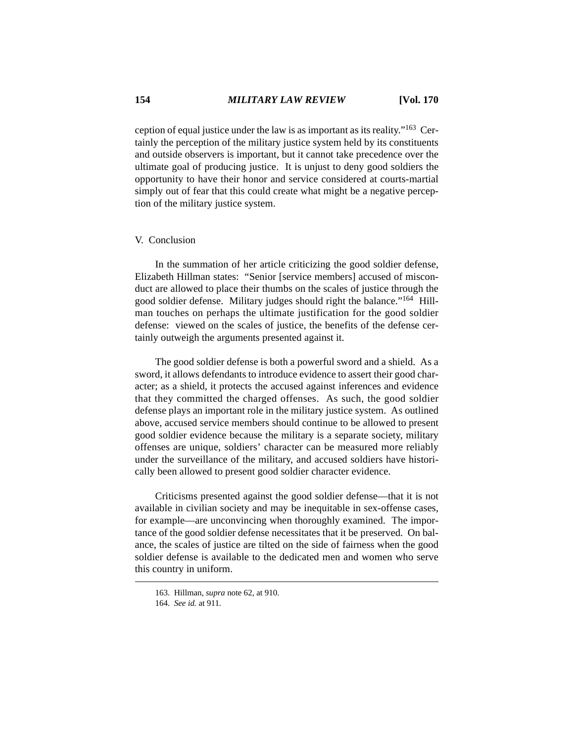ception of equal justice under the law is as important as its reality."[163] Certainly the perception of the military justice system held by its constituents and outside observers is important, but it cannot take precedence over the ultimate goal of producing justice. It is unjust to deny good soldiers the opportunity to have their honor and service considered at courts-martial simply out of fear that this could create what might be a negative perception of the military justice system.

## V. Conclusion

In the summation of her article criticizing the good soldier defense, Elizabeth Hillman states: "Senior [service members] accused of misconduct are allowed to place their thumbs on the scales of justice through the good soldier defense. Military judges should right the balance."[164] Hillman touches on perhaps the ultimate justification for the good soldier defense: viewed on the scales of justice, the benefits of the defense certainly outweigh the arguments presented against it.

The good soldier defense is both a powerful sword and a shield. As a sword, it allows defendants to introduce evidence to assert their good character; as a shield, it protects the accused against inferences and evidence that they committed the charged offenses. As such, the good soldier defense plays an important role in the military justice system. As outlined above, accused service members should continue to be allowed to present good soldier evidence because the military is a separate society, military offenses are unique, soldiers' character can be measured more reliably under the surveillance of the military, and accused soldiers have historically been allowed to present good soldier character evidence.

Criticisms presented against the good soldier defense—that it is not available in civilian society and may be inequitable in sex-offense cases, for example—are unconvincing when thoroughly examined. The importance of the good soldier defense necessitates that it be preserved. On balance, the scales of justice are tilted on the side of fairness when the good soldier defense is available to the dedicated men and women who serve this country in uniform.

---

163. Hillman, *supra* note 62, at 910.

164. *See id.* at 911.